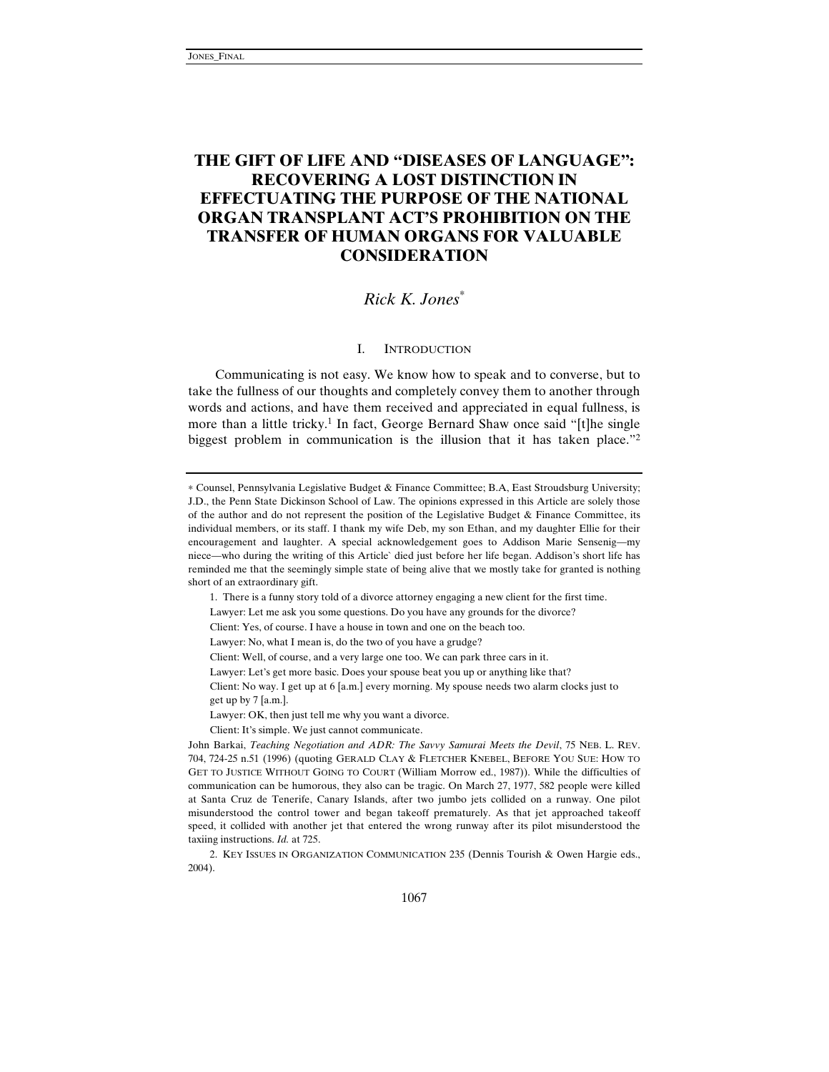# THE GIFT OF LIFE AND "DISEASES OF LANGUAGE": RECOVERING A LOST DISTINCTION IN EFFECTUATING THE PURPOSE OF THE NATIONAL ORGAN TRANSPLANT ACT'S PROHIBITION ON THE TRANSFER OF HUMAN ORGANS FOR VALUABLE CONSIDERATION

*Rick K. Jones*[*]

## I. INTRODUCTION

Communicating is not easy. We know how to speak and to converse, but to take the fullness of our thoughts and completely convey them to another through words and actions, and have them received and appreciated in equal fullness, is more than a little tricky.[1] In fact, George Bernard Shaw once said "[t]he single biggest problem in communication is the illusion that it has taken place."[2]

---

[*] Counsel, Pennsylvania Legislative Budget & Finance Committee; B.A, East Stroudsburg University; J.D., the Penn State Dickinson School of Law. The opinions expressed in this Article are solely those of the author and do not represent the position of the Legislative Budget & Finance Committee, its individual members, or its staff. I thank my wife Deb, my son Ethan, and my daughter Ellie for their encouragement and laughter. A special acknowledgement goes to Addison Marie Sensenig—my niece—who during the writing of this Article` died just before her life began. Addison's short life has reminded me that the seemingly simple state of being alive that we mostly take for granted is nothing short of an extraordinary gift.

1. There is a funny story told of a divorce attorney engaging a new client for the first time.

Lawyer: Let me ask you some questions. Do you have any grounds for the divorce?

Client: Yes, of course. I have a house in town and one on the beach too.

Lawyer: No, what I mean is, do the two of you have a grudge?

Client: Well, of course, and a very large one too. We can park three cars in it.

Lawyer: Let's get more basic. Does your spouse beat you up or anything like that?

Client: No way. I get up at 6 [a.m.] every morning. My spouse needs two alarm clocks just to get up by 7 [a.m.].

Lawyer: OK, then just tell me why you want a divorce.

Client: It's simple. We just cannot communicate.

John Barkai, *Teaching Negotiation and ADR: The Savvy Samurai Meets the Devil*, 75 NEB. L. REV. 704, 724-25 n.51 (1996) (quoting GERALD CLAY & FLETCHER KNEBEL, BEFORE YOU SUE: HOW TO GET TO JUSTICE WITHOUT GOING TO COURT (William Morrow ed., 1987)). While the difficulties of communication can be humorous, they also can be tragic. On March 27, 1977, 582 people were killed at Santa Cruz de Tenerife, Canary Islands, after two jumbo jets collided on a runway. One pilot misunderstood the control tower and began takeoff prematurely. As that jet approached takeoff speed, it collided with another jet that entered the wrong runway after its pilot misunderstood the taxiing instructions. *Id.* at 725.

2. KEY ISSUES IN ORGANIZATION COMMUNICATION 235 (Dennis Tourish & Owen Hargie eds., 2004).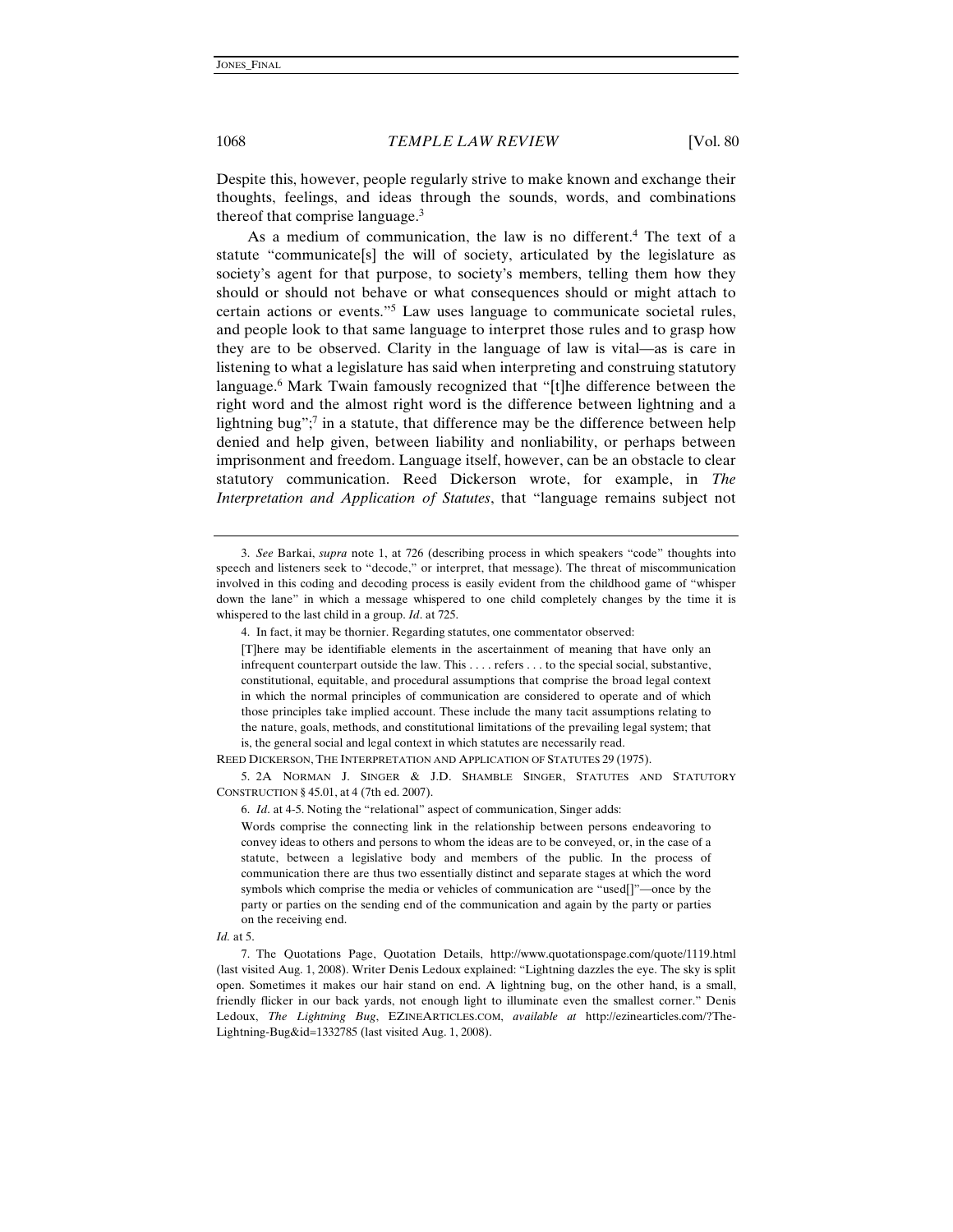Despite this, however, people regularly strive to make known and exchange their thoughts, feelings, and ideas through the sounds, words, and combinations thereof that comprise language.[3]

As a medium of communication, the law is no different.[4] The text of a statute "communicate[s] the will of society, articulated by the legislature as society's agent for that purpose, to society's members, telling them how they should or should not behave or what consequences should or might attach to certain actions or events."[5] Law uses language to communicate societal rules, and people look to that same language to interpret those rules and to grasp how they are to be observed. Clarity in the language of law is vital—as is care in listening to what a legislature has said when interpreting and construing statutory language.[6] Mark Twain famously recognized that "[t]he difference between the right word and the almost right word is the difference between lightning and a lightning bug";[7] in a statute, that difference may be the difference between help denied and help given, between liability and nonliability, or perhaps between imprisonment and freedom. Language itself, however, can be an obstacle to clear statutory communication. Reed Dickerson wrote, for example, in *The Interpretation and Application of Statutes*, that "language remains subject not

---

3. *See* Barkai, *supra* note 1, at 726 (describing process in which speakers "code" thoughts into speech and listeners seek to "decode," or interpret, that message). The threat of miscommunication involved in this coding and decoding process is easily evident from the childhood game of "whisper down the lane" in which a message whispered to one child completely changes by the time it is whispered to the last child in a group. *Id*. at 725.

4. In fact, it may be thornier. Regarding statutes, one commentator observed:

> [T]here may be identifiable elements in the ascertainment of meaning that have only an infrequent counterpart outside the law. This . . . . refers . . . to the special social, substantive, constitutional, equitable, and procedural assumptions that comprise the broad legal context in which the normal principles of communication are considered to operate and of which those principles take implied account. These include the many tacit assumptions relating to the nature, goals, methods, and constitutional limitations of the prevailing legal system; that is, the general social and legal context in which statutes are necessarily read.

REED DICKERSON, THE INTERPRETATION AND APPLICATION OF STATUTES 29 (1975).

5. 2A NORMAN J. SINGER & J.D. SHAMBLE SINGER, STATUTES AND STATUTORY CONSTRUCTION § 45.01, at 4 (7th ed. 2007).

6. *Id*. at 4-5. Noting the "relational" aspect of communication, Singer adds:

> Words comprise the connecting link in the relationship between persons endeavoring to convey ideas to others and persons to whom the ideas are to be conveyed, or, in the case of a statute, between a legislative body and members of the public. In the process of communication there are thus two essentially distinct and separate stages at which the word symbols which comprise the media or vehicles of communication are "used[]"—once by the party or parties on the sending end of the communication and again by the party or parties on the receiving end.

*Id.* at 5.

7. The Quotations Page, Quotation Details, http://www.quotationspage.com/quote/1119.html (last visited Aug. 1, 2008). Writer Denis Ledoux explained: "Lightning dazzles the eye. The sky is split open. Sometimes it makes our hair stand on end. A lightning bug, on the other hand, is a small, friendly flicker in our back yards, not enough light to illuminate even the smallest corner." Denis Ledoux, *The Lightning Bug*, EZINEARTICLES.COM, *available at* http://ezinearticles.com/?The-Lightning-Bug&id=1332785 (last visited Aug. 1, 2008).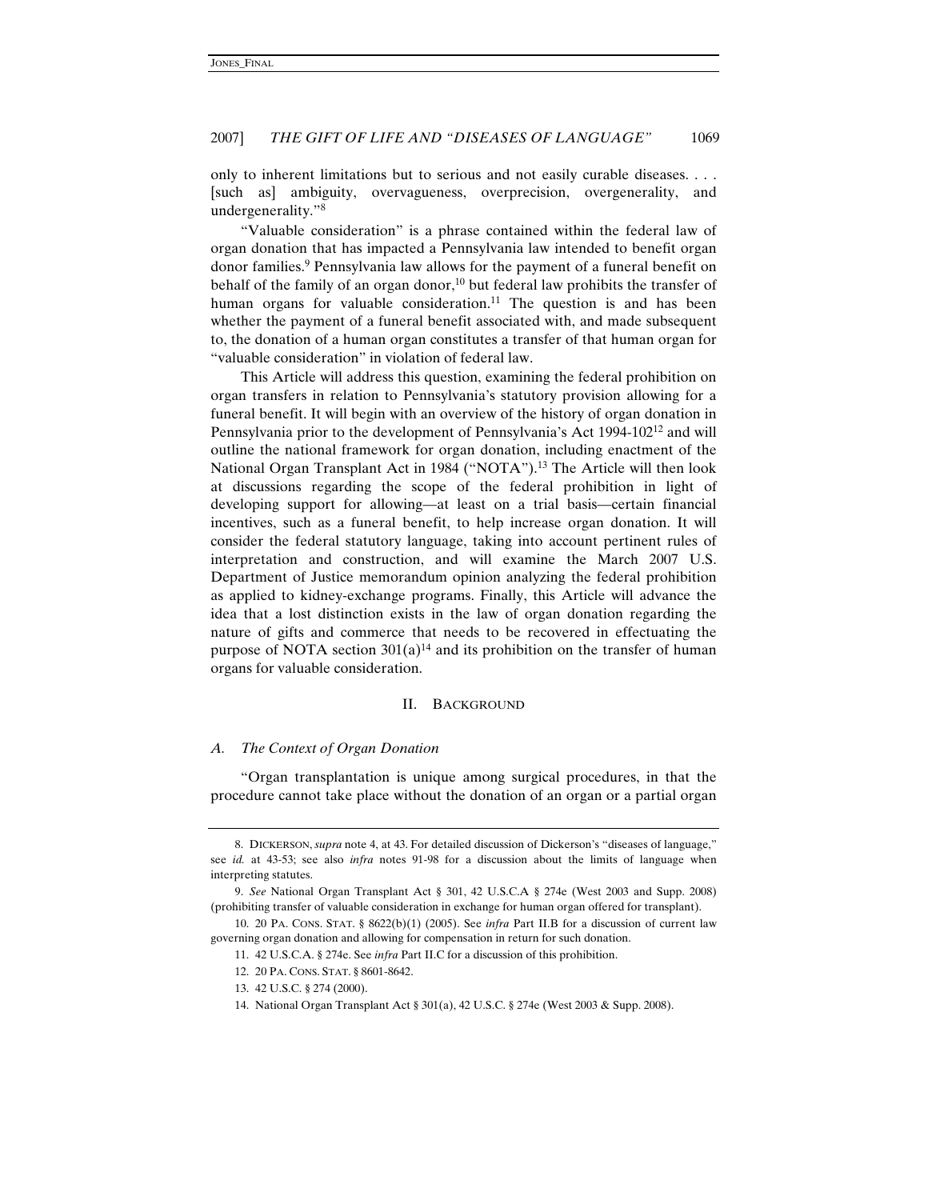only to inherent limitations but to serious and not easily curable diseases. . . . [such as] ambiguity, overvagueness, overprecision, overgenerality, and undergenerality."[8]

"Valuable consideration" is a phrase contained within the federal law of organ donation that has impacted a Pennsylvania law intended to benefit organ donor families.[9] Pennsylvania law allows for the payment of a funeral benefit on behalf of the family of an organ donor,[10] but federal law prohibits the transfer of human organs for valuable consideration.[11] The question is and has been whether the payment of a funeral benefit associated with, and made subsequent to, the donation of a human organ constitutes a transfer of that human organ for "valuable consideration" in violation of federal law.

This Article will address this question, examining the federal prohibition on organ transfers in relation to Pennsylvania's statutory provision allowing for a funeral benefit. It will begin with an overview of the history of organ donation in Pennsylvania prior to the development of Pennsylvania's Act 1994-102[12] and will outline the national framework for organ donation, including enactment of the National Organ Transplant Act in 1984 ("NOTA").[13] The Article will then look at discussions regarding the scope of the federal prohibition in light of developing support for allowing—at least on a trial basis—certain financial incentives, such as a funeral benefit, to help increase organ donation. It will consider the federal statutory language, taking into account pertinent rules of interpretation and construction, and will examine the March 2007 U.S. Department of Justice memorandum opinion analyzing the federal prohibition as applied to kidney-exchange programs. Finally, this Article will advance the idea that a lost distinction exists in the law of organ donation regarding the nature of gifts and commerce that needs to be recovered in effectuating the purpose of NOTA section 301(a)[14] and its prohibition on the transfer of human organs for valuable consideration.

## II. BACKGROUND

### *A. The Context of Organ Donation*

"Organ transplantation is unique among surgical procedures, in that the procedure cannot take place without the donation of an organ or a partial organ

---

8. DICKERSON, *supra* note 4, at 43. For detailed discussion of Dickerson's "diseases of language," see *id.* at 43-53; see also *infra* notes 91-98 for a discussion about the limits of language when interpreting statutes.

9. *See* National Organ Transplant Act § 301, 42 U.S.C.A § 274e (West 2003 and Supp. 2008) (prohibiting transfer of valuable consideration in exchange for human organ offered for transplant).

10. 20 PA. CONS. STAT. § 8622(b)(1) (2005). See *infra* Part II.B for a discussion of current law governing organ donation and allowing for compensation in return for such donation.

11. 42 U.S.C.A. § 274e. See *infra* Part II.C for a discussion of this prohibition.

12. 20 PA. CONS. STAT. § 8601-8642.

13. 42 U.S.C. § 274 (2000).

14. National Organ Transplant Act § 301(a), 42 U.S.C. § 274e (West 2003 & Supp. 2008).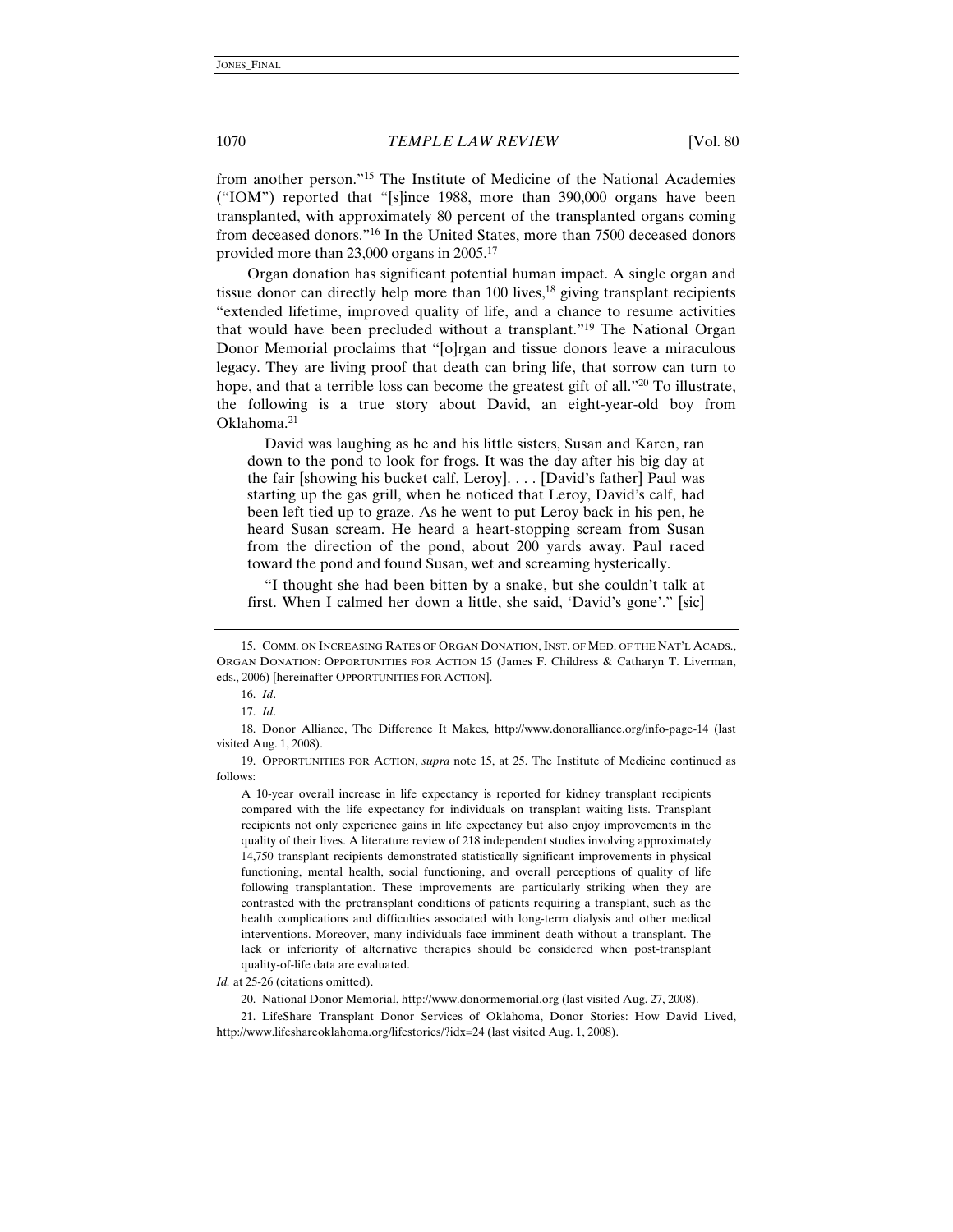from another person."[15] The Institute of Medicine of the National Academies ("IOM") reported that "[s]ince 1988, more than 390,000 organs have been transplanted, with approximately 80 percent of the transplanted organs coming from deceased donors."[16] In the United States, more than 7500 deceased donors provided more than 23,000 organs in 2005.[17]

Organ donation has significant potential human impact. A single organ and tissue donor can directly help more than 100 lives,[18] giving transplant recipients "extended lifetime, improved quality of life, and a chance to resume activities that would have been precluded without a transplant."[19] The National Organ Donor Memorial proclaims that "[o]rgan and tissue donors leave a miraculous legacy. They are living proof that death can bring life, that sorrow can turn to hope, and that a terrible loss can become the greatest gift of all."[20] To illustrate, the following is a true story about David, an eight-year-old boy from Oklahoma.[21]

> David was laughing as he and his little sisters, Susan and Karen, ran down to the pond to look for frogs. It was the day after his big day at the fair [showing his bucket calf, Leroy]. . . . [David's father] Paul was starting up the gas grill, when he noticed that Leroy, David's calf, had been left tied up to graze. As he went to put Leroy back in his pen, he heard Susan scream. He heard a heart-stopping scream from Susan from the direction of the pond, about 200 yards away. Paul raced toward the pond and found Susan, wet and screaming hysterically.
>
> "I thought she had been bitten by a snake, but she couldn't talk at first. When I calmed her down a little, she said, 'David's gone'." [sic]

---

15. COMM. ON INCREASING RATES OF ORGAN DONATION, INST. OF MED. OF THE NAT'L ACADS., ORGAN DONATION: OPPORTUNITIES FOR ACTION 15 (James F. Childress & Catharyn T. Liverman, eds., 2006) [hereinafter OPPORTUNITIES FOR ACTION].

16. *Id*.

17. *Id*.

18. Donor Alliance, The Difference It Makes, http://www.donoralliance.org/info-page-14 (last visited Aug. 1, 2008).

19. OPPORTUNITIES FOR ACTION, *supra* note 15, at 25. The Institute of Medicine continued as follows:

> A 10-year overall increase in life expectancy is reported for kidney transplant recipients compared with the life expectancy for individuals on transplant waiting lists. Transplant recipients not only experience gains in life expectancy but also enjoy improvements in the quality of their lives. A literature review of 218 independent studies involving approximately 14,750 transplant recipients demonstrated statistically significant improvements in physical functioning, mental health, social functioning, and overall perceptions of quality of life following transplantation. These improvements are particularly striking when they are contrasted with the pretransplant conditions of patients requiring a transplant, such as the health complications and difficulties associated with long-term dialysis and other medical interventions. Moreover, many individuals face imminent death without a transplant. The lack or inferiority of alternative therapies should be considered when post-transplant quality-of-life data are evaluated.

*Id.* at 25-26 (citations omitted).

20. National Donor Memorial, http://www.donormemorial.org (last visited Aug. 27, 2008).

21. LifeShare Transplant Donor Services of Oklahoma, Donor Stories: How David Lived, http://www.lifeshareoklahoma.org/lifestories/?idx=24 (last visited Aug. 1, 2008).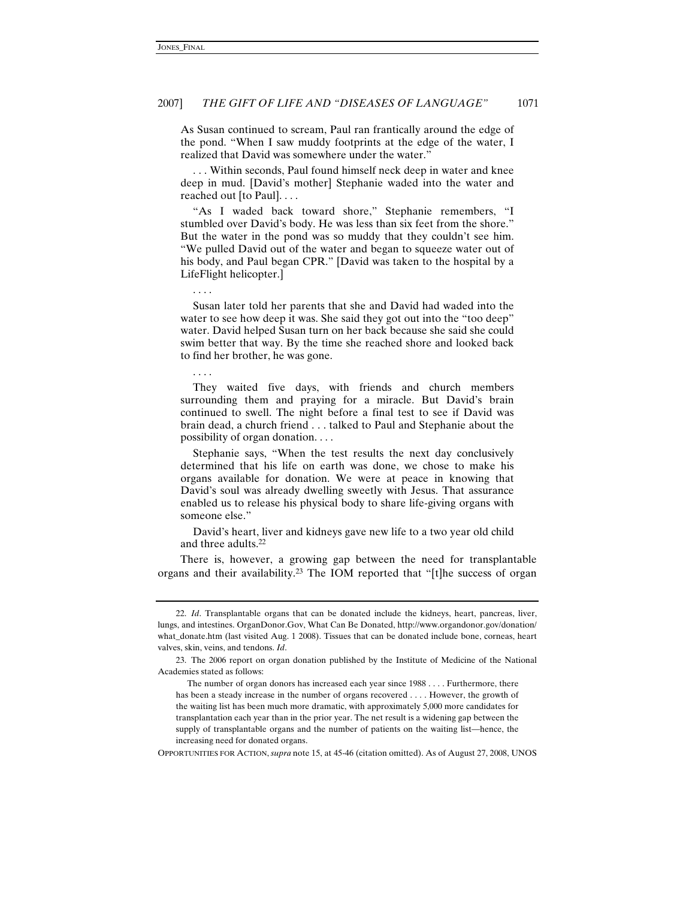As Susan continued to scream, Paul ran frantically around the edge of the pond. "When I saw muddy footprints at the edge of the water, I realized that David was somewhere under the water."

. . . Within seconds, Paul found himself neck deep in water and knee deep in mud. [David's mother] Stephanie waded into the water and reached out [to Paul]. . . .

"As I waded back toward shore," Stephanie remembers, "I stumbled over David's body. He was less than six feet from the shore." But the water in the pond was so muddy that they couldn't see him. "We pulled David out of the water and began to squeeze water out of his body, and Paul began CPR." [David was taken to the hospital by a LifeFlight helicopter.]

. . . .

Susan later told her parents that she and David had waded into the water to see how deep it was. She said they got out into the "too deep" water. David helped Susan turn on her back because she said she could swim better that way. By the time she reached shore and looked back to find her brother, he was gone.

. . . .

They waited five days, with friends and church members surrounding them and praying for a miracle. But David's brain continued to swell. The night before a final test to see if David was brain dead, a church friend . . . talked to Paul and Stephanie about the possibility of organ donation. . . .

Stephanie says, "When the test results the next day conclusively determined that his life on earth was done, we chose to make his organs available for donation. We were at peace in knowing that David's soul was already dwelling sweetly with Jesus. That assurance enabled us to release his physical body to share life-giving organs with someone else."

David's heart, liver and kidneys gave new life to a two year old child and three adults.[22]

There is, however, a growing gap between the need for transplantable organs and their availability.[23] The IOM reported that "[t]he success of organ

---

22. *Id*. Transplantable organs that can be donated include the kidneys, heart, pancreas, liver, lungs, and intestines. OrganDonor.Gov, What Can Be Donated, http://www.organdonor.gov/donation/what_donate.htm (last visited Aug. 1 2008). Tissues that can be donated include bone, corneas, heart valves, skin, veins, and tendons. *Id*.

23. The 2006 report on organ donation published by the Institute of Medicine of the National Academies stated as follows:

> The number of organ donors has increased each year since 1988 . . . . Furthermore, there has been a steady increase in the number of organs recovered . . . . However, the growth of the waiting list has been much more dramatic, with approximately 5,000 more candidates for transplantation each year than in the prior year. The net result is a widening gap between the supply of transplantable organs and the number of patients on the waiting list—hence, the increasing need for donated organs.

OPPORTUNITIES FOR ACTION, *supra* note 15, at 45-46 (citation omitted). As of August 27, 2008, UNOS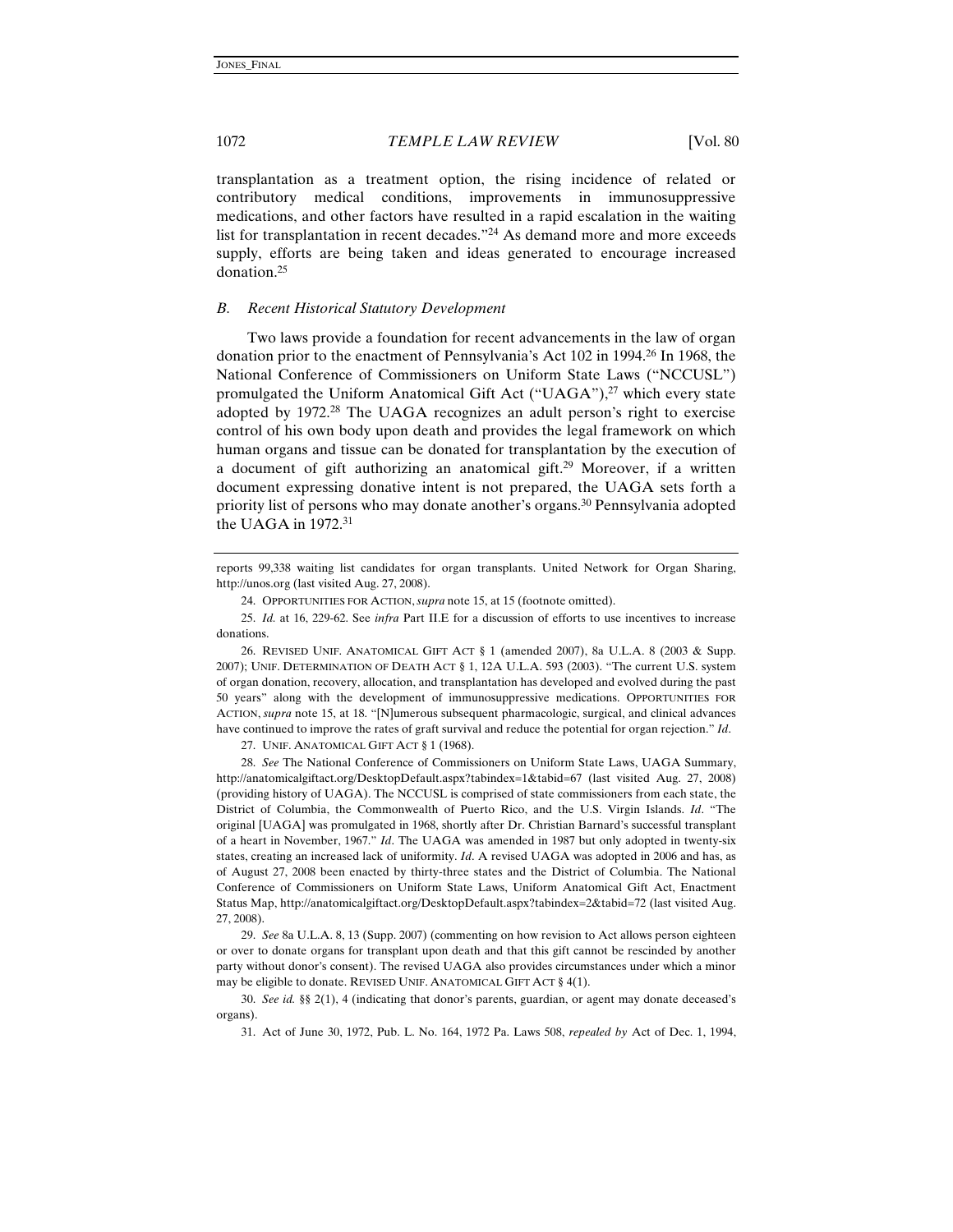transplantation as a treatment option, the rising incidence of related or contributory medical conditions, improvements in immunosuppressive medications, and other factors have resulted in a rapid escalation in the waiting list for transplantation in recent decades."[24] As demand more and more exceeds supply, efforts are being taken and ideas generated to encourage increased donation.[25]

### *B. Recent Historical Statutory Development*

Two laws provide a foundation for recent advancements in the law of organ donation prior to the enactment of Pennsylvania's Act 102 in 1994.[26] In 1968, the National Conference of Commissioners on Uniform State Laws ("NCCUSL") promulgated the Uniform Anatomical Gift Act ("UAGA"),[27] which every state adopted by 1972.[28] The UAGA recognizes an adult person's right to exercise control of his own body upon death and provides the legal framework on which human organs and tissue can be donated for transplantation by the execution of a document of gift authorizing an anatomical gift.[29] Moreover, if a written document expressing donative intent is not prepared, the UAGA sets forth a priority list of persons who may donate another's organs.[30] Pennsylvania adopted the UAGA in 1972.[31]

---

reports 99,338 waiting list candidates for organ transplants. United Network for Organ Sharing, http://unos.org (last visited Aug. 27, 2008).

24. OPPORTUNITIES FOR ACTION, *supra* note 15, at 15 (footnote omitted).

25. *Id.* at 16, 229-62. See *infra* Part II.E for a discussion of efforts to use incentives to increase donations.

26. REVISED UNIF. ANATOMICAL GIFT ACT § 1 (amended 2007), 8a U.L.A. 8 (2003 & Supp. 2007); UNIF. DETERMINATION OF DEATH ACT § 1, 12A U.L.A. 593 (2003). "The current U.S. system of organ donation, recovery, allocation, and transplantation has developed and evolved during the past 50 years" along with the development of immunosuppressive medications. OPPORTUNITIES FOR ACTION, *supra* note 15, at 18. "[N]umerous subsequent pharmacologic, surgical, and clinical advances have continued to improve the rates of graft survival and reduce the potential for organ rejection." *Id*.

27. UNIF. ANATOMICAL GIFT ACT § 1 (1968).

28. *See* The National Conference of Commissioners on Uniform State Laws, UAGA Summary, http://anatomicalgiftact.org/DesktopDefault.aspx?tabindex=1&tabid=67 (last visited Aug. 27, 2008) (providing history of UAGA). The NCCUSL is comprised of state commissioners from each state, the District of Columbia, the Commonwealth of Puerto Rico, and the U.S. Virgin Islands. *Id*. "The original [UAGA] was promulgated in 1968, shortly after Dr. Christian Barnard's successful transplant of a heart in November, 1967." *Id*. The UAGA was amended in 1987 but only adopted in twenty-six states, creating an increased lack of uniformity. *Id*. A revised UAGA was adopted in 2006 and has, as of August 27, 2008 been enacted by thirty-three states and the District of Columbia. The National Conference of Commissioners on Uniform State Laws, Uniform Anatomical Gift Act, Enactment Status Map, http://anatomicalgiftact.org/DesktopDefault.aspx?tabindex=2&tabid=72 (last visited Aug. 27, 2008).

29. *See* 8a U.L.A. 8, 13 (Supp. 2007) (commenting on how revision to Act allows person eighteen or over to donate organs for transplant upon death and that this gift cannot be rescinded by another party without donor's consent). The revised UAGA also provides circumstances under which a minor may be eligible to donate. REVISED UNIF. ANATOMICAL GIFT ACT § 4(1).

30. *See id.* §§ 2(1), 4 (indicating that donor's parents, guardian, or agent may donate deceased's organs).

31. Act of June 30, 1972, Pub. L. No. 164, 1972 Pa. Laws 508, *repealed by* Act of Dec. 1, 1994,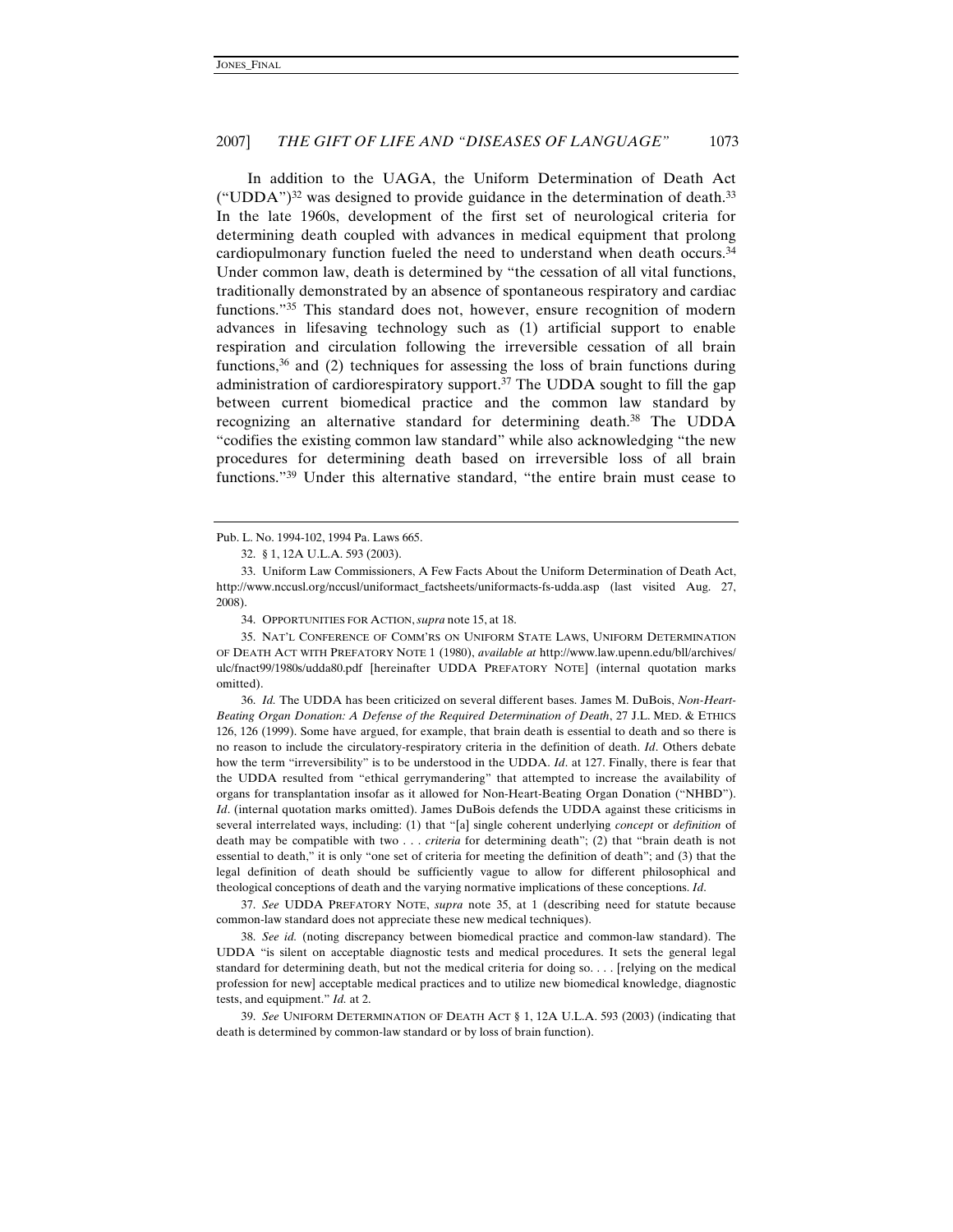In addition to the UAGA, the Uniform Determination of Death Act ("UDDA")[32] was designed to provide guidance in the determination of death.[33] In the late 1960s, development of the first set of neurological criteria for determining death coupled with advances in medical equipment that prolong cardiopulmonary function fueled the need to understand when death occurs.[34] Under common law, death is determined by "the cessation of all vital functions, traditionally demonstrated by an absence of spontaneous respiratory and cardiac functions."[35] This standard does not, however, ensure recognition of modern advances in lifesaving technology such as (1) artificial support to enable respiration and circulation following the irreversible cessation of all brain functions,[36] and (2) techniques for assessing the loss of brain functions during administration of cardiorespiratory support.[37] The UDDA sought to fill the gap between current biomedical practice and the common law standard by recognizing an alternative standard for determining death.[38] The UDDA "codifies the existing common law standard" while also acknowledging "the new procedures for determining death based on irreversible loss of all brain functions."[39] Under this alternative standard, "the entire brain must cease to

---

Pub. L. No. 1994-102, 1994 Pa. Laws 665.

32. § 1, 12A U.L.A. 593 (2003).

33. Uniform Law Commissioners, A Few Facts About the Uniform Determination of Death Act, http://www.nccusl.org/nccusl/uniformact_factsheets/uniformacts-fs-udda.asp (last visited Aug. 27, 2008).

34. OPPORTUNITIES FOR ACTION, *supra* note 15, at 18.

35. NAT'L CONFERENCE OF COMM'RS ON UNIFORM STATE LAWS, UNIFORM DETERMINATION OF DEATH ACT WITH PREFATORY NOTE 1 (1980), *available at* http://www.law.upenn.edu/bll/archives/ulc/fnact99/1980s/udda80.pdf [hereinafter UDDA PREFATORY NOTE] (internal quotation marks omitted).

36. *Id.* The UDDA has been criticized on several different bases. James M. DuBois, *Non-Heart-Beating Organ Donation: A Defense of the Required Determination of Death*, 27 J.L. MED. & ETHICS 126, 126 (1999). Some have argued, for example, that brain death is essential to death and so there is no reason to include the circulatory-respiratory criteria in the definition of death. *Id*. Others debate how the term "irreversibility" is to be understood in the UDDA. *Id*. at 127. Finally, there is fear that the UDDA resulted from "ethical gerrymandering" that attempted to increase the availability of organs for transplantation insofar as it allowed for Non-Heart-Beating Organ Donation ("NHBD"). *Id*. (internal quotation marks omitted). James DuBois defends the UDDA against these criticisms in several interrelated ways, including: (1) that "[a] single coherent underlying *concept* or *definition* of death may be compatible with two . . . *criteria* for determining death"; (2) that "brain death is not essential to death," it is only "one set of criteria for meeting the definition of death"; and (3) that the legal definition of death should be sufficiently vague to allow for different philosophical and theological conceptions of death and the varying normative implications of these conceptions. *Id*.

37. *See* UDDA PREFATORY NOTE, *supra* note 35, at 1 (describing need for statute because common-law standard does not appreciate these new medical techniques).

38. *See id.* (noting discrepancy between biomedical practice and common-law standard). The UDDA "is silent on acceptable diagnostic tests and medical procedures. It sets the general legal standard for determining death, but not the medical criteria for doing so. . . . [relying on the medical profession for new] acceptable medical practices and to utilize new biomedical knowledge, diagnostic tests, and equipment." *Id.* at 2.

39. *See* UNIFORM DETERMINATION OF DEATH ACT § 1, 12A U.L.A. 593 (2003) (indicating that death is determined by common-law standard or by loss of brain function).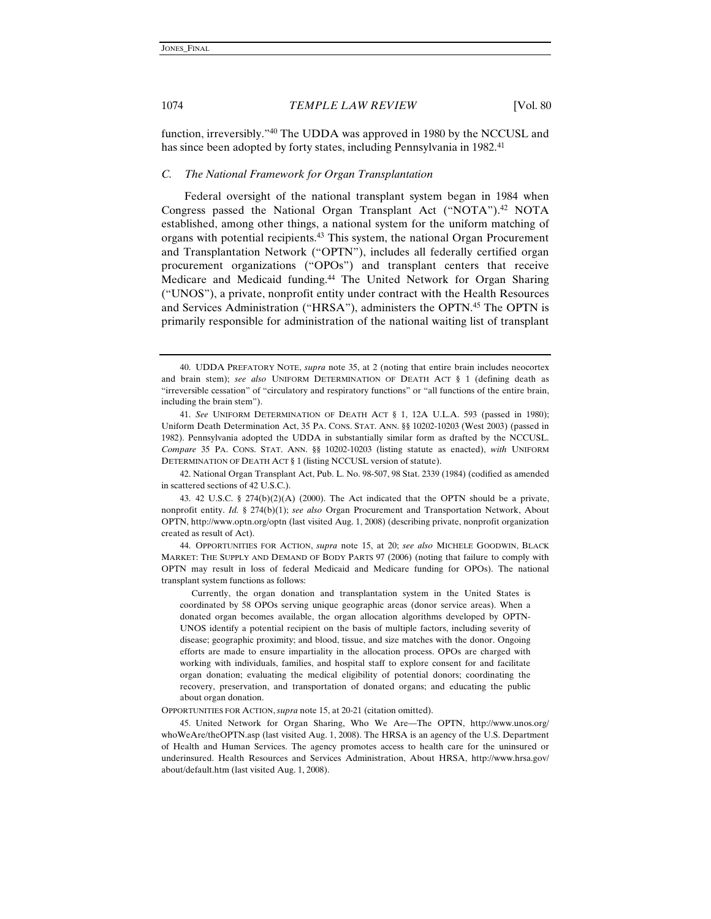function, irreversibly."[40] The UDDA was approved in 1980 by the NCCUSL and has since been adopted by forty states, including Pennsylvania in 1982.[41]

### *C. The National Framework for Organ Transplantation*

Federal oversight of the national transplant system began in 1984 when Congress passed the National Organ Transplant Act ("NOTA").[42] NOTA established, among other things, a national system for the uniform matching of organs with potential recipients.[43] This system, the national Organ Procurement and Transplantation Network ("OPTN"), includes all federally certified organ procurement organizations ("OPOs") and transplant centers that receive Medicare and Medicaid funding.[44] The United Network for Organ Sharing ("UNOS"), a private, nonprofit entity under contract with the Health Resources and Services Administration ("HRSA"), administers the OPTN.[45] The OPTN is primarily responsible for administration of the national waiting list of transplant

---

40. UDDA PREFATORY NOTE, *supra* note 35, at 2 (noting that entire brain includes neocortex and brain stem); *see also* UNIFORM DETERMINATION OF DEATH ACT § 1 (defining death as "irreversible cessation" of "circulatory and respiratory functions" or "all functions of the entire brain, including the brain stem").

41. *See* UNIFORM DETERMINATION OF DEATH ACT § 1, 12A U.L.A. 593 (passed in 1980); Uniform Death Determination Act, 35 PA. CONS. STAT. ANN. §§ 10202-10203 (West 2003) (passed in 1982). Pennsylvania adopted the UDDA in substantially similar form as drafted by the NCCUSL. *Compare* 35 PA. CONS. STAT. ANN. §§ 10202-10203 (listing statute as enacted), *with* UNIFORM DETERMINATION OF DEATH ACT § 1 (listing NCCUSL version of statute).

42. National Organ Transplant Act, Pub. L. No. 98-507, 98 Stat. 2339 (1984) (codified as amended in scattered sections of 42 U.S.C.).

43. 42 U.S.C. § 274(b)(2)(A) (2000). The Act indicated that the OPTN should be a private, nonprofit entity. *Id.* § 274(b)(1); *see also* Organ Procurement and Transportation Network, About OPTN, http://www.optn.org/optn (last visited Aug. 1, 2008) (describing private, nonprofit organization created as result of Act).

44. OPPORTUNITIES FOR ACTION, *supra* note 15, at 20; *see also* MICHELE GOODWIN, BLACK MARKET: THE SUPPLY AND DEMAND OF BODY PARTS 97 (2006) (noting that failure to comply with OPTN may result in loss of federal Medicaid and Medicare funding for OPOs). The national transplant system functions as follows:

> Currently, the organ donation and transplantation system in the United States is coordinated by 58 OPOs serving unique geographic areas (donor service areas). When a donated organ becomes available, the organ allocation algorithms developed by OPTN-UNOS identify a potential recipient on the basis of multiple factors, including severity of disease; geographic proximity; and blood, tissue, and size matches with the donor. Ongoing efforts are made to ensure impartiality in the allocation process. OPOs are charged with working with individuals, families, and hospital staff to explore consent for and facilitate organ donation; evaluating the medical eligibility of potential donors; coordinating the recovery, preservation, and transportation of donated organs; and educating the public about organ donation.

OPPORTUNITIES FOR ACTION, *supra* note 15, at 20-21 (citation omitted).

45. United Network for Organ Sharing, Who We Are—The OPTN, http://www.unos.org/whoWeAre/theOPTN.asp (last visited Aug. 1, 2008). The HRSA is an agency of the U.S. Department of Health and Human Services. The agency promotes access to health care for the uninsured or underinsured. Health Resources and Services Administration, About HRSA, http://www.hrsa.gov/about/default.htm (last visited Aug. 1, 2008).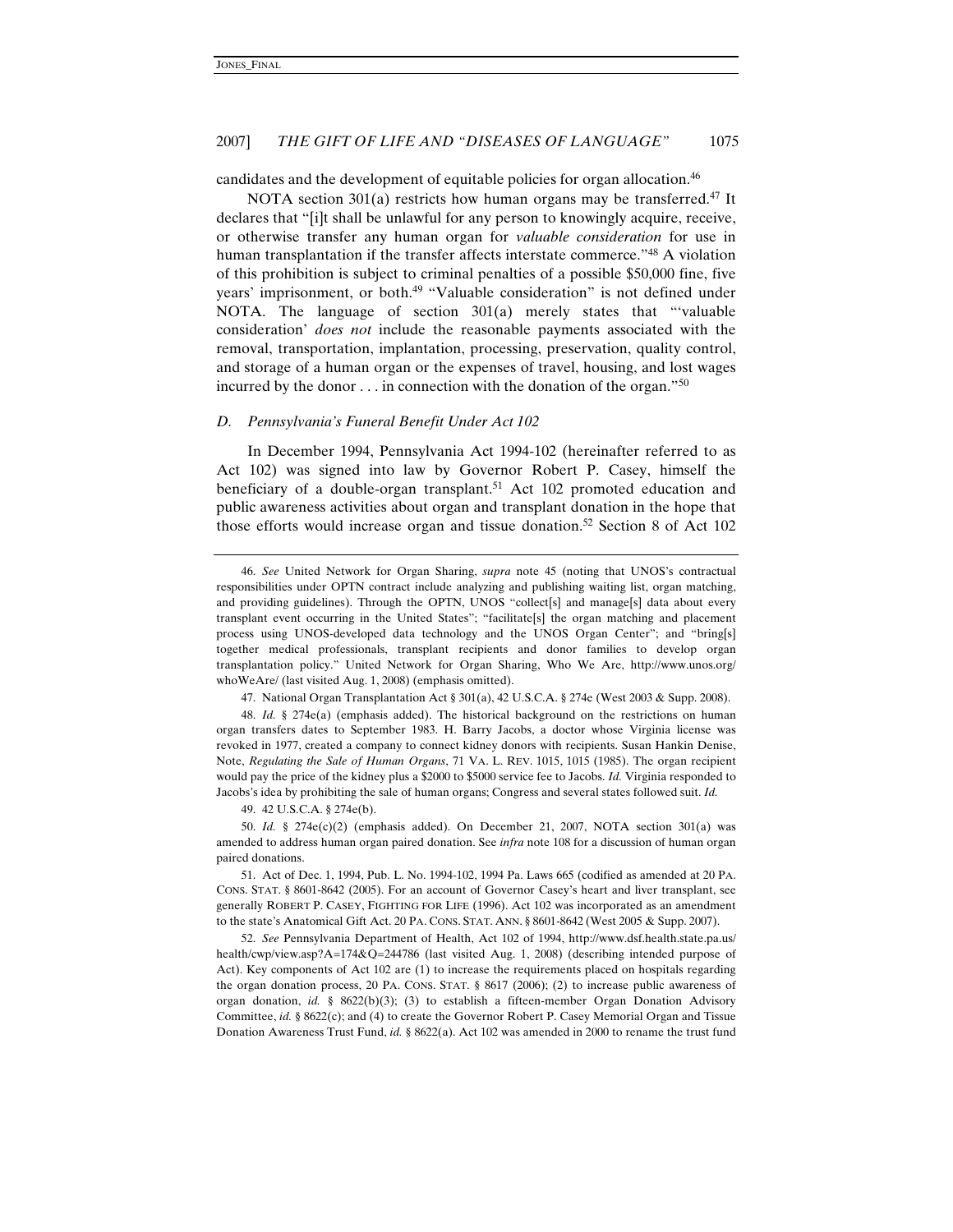candidates and the development of equitable policies for organ allocation.[46]

NOTA section 301(a) restricts how human organs may be transferred.[47] It declares that "[i]t shall be unlawful for any person to knowingly acquire, receive, or otherwise transfer any human organ for *valuable consideration* for use in human transplantation if the transfer affects interstate commerce."[48] A violation of this prohibition is subject to criminal penalties of a possible $50,000 fine, five years' imprisonment, or both.[49] "Valuable consideration" is not defined under NOTA. The language of section 301(a) merely states that "'valuable consideration' *does not* include the reasonable payments associated with the removal, transportation, implantation, processing, preservation, quality control, and storage of a human organ or the expenses of travel, housing, and lost wages incurred by the donor . . . in connection with the donation of the organ."[50]

### *D. Pennsylvania's Funeral Benefit Under Act 102*

In December 1994, Pennsylvania Act 1994-102 (hereinafter referred to as Act 102) was signed into law by Governor Robert P. Casey, himself the beneficiary of a double-organ transplant.[51] Act 102 promoted education and public awareness activities about organ and transplant donation in the hope that those efforts would increase organ and tissue donation.[52] Section 8 of Act 102

---

46. *See* United Network for Organ Sharing, *supra* note 45 (noting that UNOS's contractual responsibilities under OPTN contract include analyzing and publishing waiting list, organ matching, and providing guidelines). Through the OPTN, UNOS "collect[s] and manage[s] data about every transplant event occurring in the United States"; "facilitate[s] the organ matching and placement process using UNOS-developed data technology and the UNOS Organ Center"; and "bring[s] together medical professionals, transplant recipients and donor families to develop organ transplantation policy." United Network for Organ Sharing, Who We Are, http://www.unos.org/whoWeAre/ (last visited Aug. 1, 2008) (emphasis omitted).

47. National Organ Transplantation Act § 301(a), 42 U.S.C.A. § 274e (West 2003 & Supp. 2008).

48. *Id.* § 274e(a) (emphasis added). The historical background on the restrictions on human organ transfers dates to September 1983. H. Barry Jacobs, a doctor whose Virginia license was revoked in 1977, created a company to connect kidney donors with recipients. Susan Hankin Denise, Note, *Regulating the Sale of Human Organs*, 71 VA. L. REV. 1015, 1015 (1985). The organ recipient would pay the price of the kidney plus a $2000 to $5000 service fee to Jacobs. *Id.* Virginia responded to Jacobs's idea by prohibiting the sale of human organs; Congress and several states followed suit. *Id.*

49. 42 U.S.C.A. § 274e(b).

50. *Id.* § 274e(c)(2) (emphasis added). On December 21, 2007, NOTA section 301(a) was amended to address human organ paired donation. See *infra* note 108 for a discussion of human organ paired donations.

51. Act of Dec. 1, 1994, Pub. L. No. 1994-102, 1994 Pa. Laws 665 (codified as amended at 20 PA. CONS. STAT. § 8601-8642 (2005). For an account of Governor Casey's heart and liver transplant, see generally ROBERT P. CASEY, FIGHTING FOR LIFE (1996). Act 102 was incorporated as an amendment to the state's Anatomical Gift Act. 20 PA. CONS. STAT. ANN. § 8601-8642 (West 2005 & Supp. 2007).

52. *See* Pennsylvania Department of Health, Act 102 of 1994, http://www.dsf.health.state.pa.us/health/cwp/view.asp?A=174&Q=244786 (last visited Aug. 1, 2008) (describing intended purpose of Act). Key components of Act 102 are (1) to increase the requirements placed on hospitals regarding the organ donation process, 20 PA. CONS. STAT. § 8617 (2006); (2) to increase public awareness of organ donation, *id.* § 8622(b)(3); (3) to establish a fifteen-member Organ Donation Advisory Committee, *id.* § 8622(c); and (4) to create the Governor Robert P. Casey Memorial Organ and Tissue Donation Awareness Trust Fund, *id.* § 8622(a). Act 102 was amended in 2000 to rename the trust fund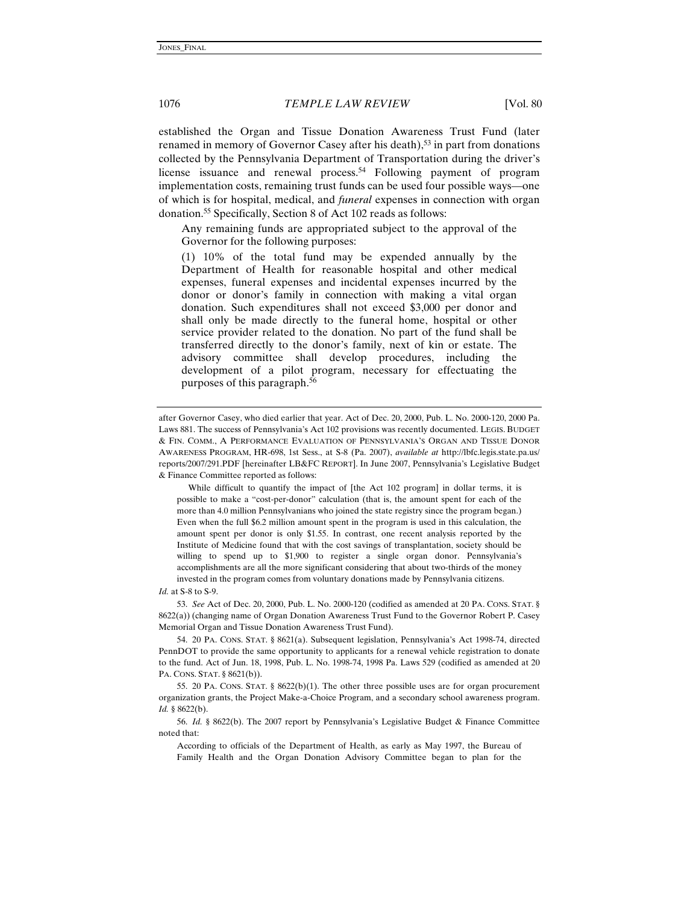established the Organ and Tissue Donation Awareness Trust Fund (later renamed in memory of Governor Casey after his death),[53] in part from donations collected by the Pennsylvania Department of Transportation during the driver's license issuance and renewal process.[54] Following payment of program implementation costs, remaining trust funds can be used four possible ways—one of which is for hospital, medical, and *funeral* expenses in connection with organ donation.[55] Specifically, Section 8 of Act 102 reads as follows:

> Any remaining funds are appropriated subject to the approval of the Governor for the following purposes:
>
> (1) 10% of the total fund may be expended annually by the Department of Health for reasonable hospital and other medical expenses, funeral expenses and incidental expenses incurred by the donor or donor's family in connection with making a vital organ donation. Such expenditures shall not exceed $3,000 per donor and shall only be made directly to the funeral home, hospital or other service provider related to the donation. No part of the fund shall be transferred directly to the donor's family, next of kin or estate. The advisory committee shall develop procedures, including the development of a pilot program, necessary for effectuating the purposes of this paragraph.[56]

---

after Governor Casey, who died earlier that year. Act of Dec. 20, 2000, Pub. L. No. 2000-120, 2000 Pa. Laws 881. The success of Pennsylvania's Act 102 provisions was recently documented. LEGIS. BUDGET & FIN. COMM., A PERFORMANCE EVALUATION OF PENNSYLVANIA'S ORGAN AND TISSUE DONOR AWARENESS PROGRAM, HR-698, 1st Sess., at S-8 (Pa. 2007), *available at* http://lbfc.legis.state.pa.us/reports/2007/291.PDF [hereinafter LB&FC REPORT]. In June 2007, Pennsylvania's Legislative Budget & Finance Committee reported as follows:

> While difficult to quantify the impact of [the Act 102 program] in dollar terms, it is possible to make a "cost-per-donor" calculation (that is, the amount spent for each of the more than 4.0 million Pennsylvanians who joined the state registry since the program began.) Even when the full $6.2 million amount spent in the program is used in this calculation, the amount spent per donor is only $1.55. In contrast, one recent analysis reported by the Institute of Medicine found that with the cost savings of transplantation, society should be willing to spend up to $1,900 to register a single organ donor. Pennsylvania's accomplishments are all the more significant considering that about two-thirds of the money invested in the program comes from voluntary donations made by Pennsylvania citizens.

*Id.* at S-8 to S-9.

53. *See* Act of Dec. 20, 2000, Pub. L. No. 2000-120 (codified as amended at 20 PA. CONS. STAT. § 8622(a)) (changing name of Organ Donation Awareness Trust Fund to the Governor Robert P. Casey Memorial Organ and Tissue Donation Awareness Trust Fund).

54. 20 PA. CONS. STAT. § 8621(a). Subsequent legislation, Pennsylvania's Act 1998-74, directed PennDOT to provide the same opportunity to applicants for a renewal vehicle registration to donate to the fund. Act of Jun. 18, 1998, Pub. L. No. 1998-74, 1998 Pa. Laws 529 (codified as amended at 20 PA. CONS. STAT. § 8621(b)).

55. 20 PA. CONS. STAT. § 8622(b)(1). The other three possible uses are for organ procurement organization grants, the Project Make-a-Choice Program, and a secondary school awareness program. *Id.* § 8622(b).

56. *Id.* § 8622(b). The 2007 report by Pennsylvania's Legislative Budget & Finance Committee noted that:

> According to officials of the Department of Health, as early as May 1997, the Bureau of Family Health and the Organ Donation Advisory Committee began to plan for the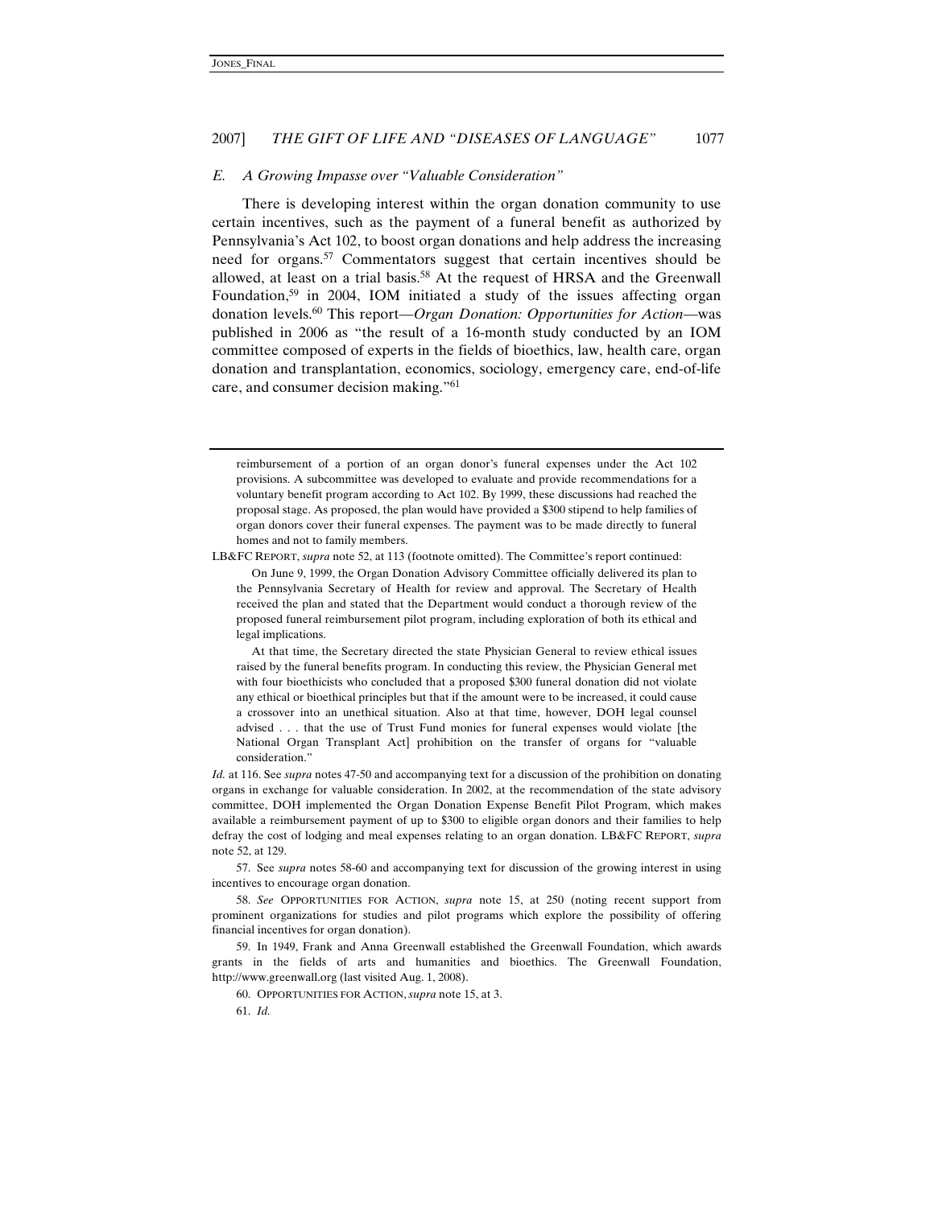### *E. A Growing Impasse over "Valuable Consideration"*

There is developing interest within the organ donation community to use certain incentives, such as the payment of a funeral benefit as authorized by Pennsylvania's Act 102, to boost organ donations and help address the increasing need for organs.[57] Commentators suggest that certain incentives should be allowed, at least on a trial basis.[58] At the request of HRSA and the Greenwall Foundation,[59] in 2004, IOM initiated a study of the issues affecting organ donation levels.[60] This report—*Organ Donation: Opportunities for Action*—was published in 2006 as "the result of a 16-month study conducted by an IOM committee composed of experts in the fields of bioethics, law, health care, organ donation and transplantation, economics, sociology, emergency care, end-of-life care, and consumer decision making."[61]

---

> reimbursement of a portion of an organ donor's funeral expenses under the Act 102 provisions. A subcommittee was developed to evaluate and provide recommendations for a voluntary benefit program according to Act 102. By 1999, these discussions had reached the proposal stage. As proposed, the plan would have provided a $300 stipend to help families of organ donors cover their funeral expenses. The payment was to be made directly to funeral homes and not to family members.

LB&FC REPORT, *supra* note 52, at 113 (footnote omitted). The Committee's report continued:

> On June 9, 1999, the Organ Donation Advisory Committee officially delivered its plan to the Pennsylvania Secretary of Health for review and approval. The Secretary of Health received the plan and stated that the Department would conduct a thorough review of the proposed funeral reimbursement pilot program, including exploration of both its ethical and legal implications.
>
> At that time, the Secretary directed the state Physician General to review ethical issues raised by the funeral benefits program. In conducting this review, the Physician General met with four bioethicists who concluded that a proposed $300 funeral donation did not violate any ethical or bioethical principles but that if the amount were to be increased, it could cause a crossover into an unethical situation. Also at that time, however, DOH legal counsel advised . . . that the use of Trust Fund monies for funeral expenses would violate [the National Organ Transplant Act] prohibition on the transfer of organs for "valuable consideration."

*Id.* at 116. See *supra* notes 47-50 and accompanying text for a discussion of the prohibition on donating organs in exchange for valuable consideration. In 2002, at the recommendation of the state advisory committee, DOH implemented the Organ Donation Expense Benefit Pilot Program, which makes available a reimbursement payment of up to $300 to eligible organ donors and their families to help defray the cost of lodging and meal expenses relating to an organ donation. LB&FC REPORT, *supra* note 52, at 129.

57. See *supra* notes 58-60 and accompanying text for discussion of the growing interest in using incentives to encourage organ donation.

58. *See* OPPORTUNITIES FOR ACTION, *supra* note 15, at 250 (noting recent support from prominent organizations for studies and pilot programs which explore the possibility of offering financial incentives for organ donation).

59. In 1949, Frank and Anna Greenwall established the Greenwall Foundation, which awards grants in the fields of arts and humanities and bioethics. The Greenwall Foundation, http://www.greenwall.org (last visited Aug. 1, 2008).

60. OPPORTUNITIES FOR ACTION, *supra* note 15, at 3.

61. *Id.*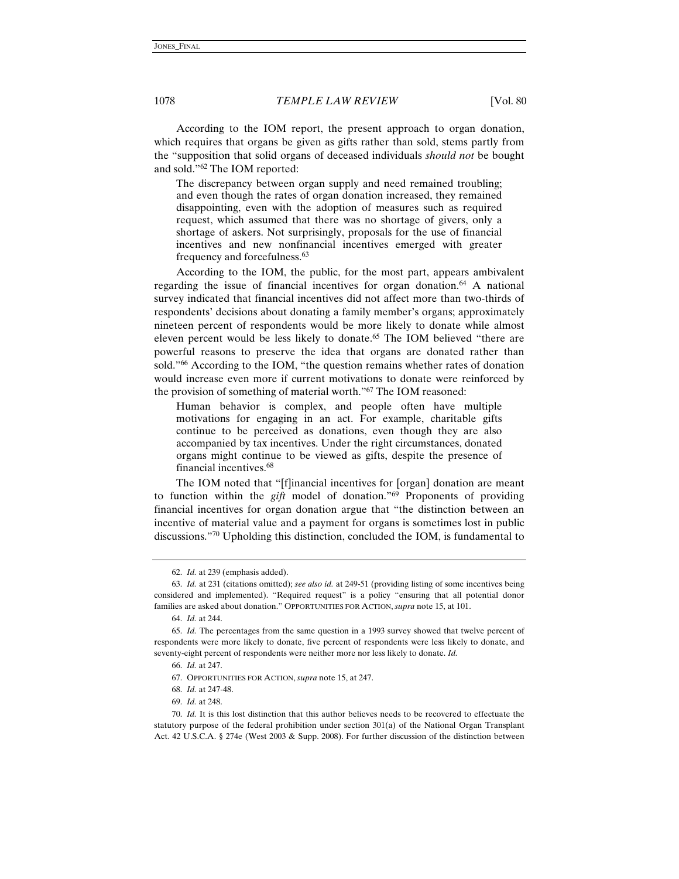According to the IOM report, the present approach to organ donation, which requires that organs be given as gifts rather than sold, stems partly from the "supposition that solid organs of deceased individuals *should not* be bought and sold."[62] The IOM reported:

> The discrepancy between organ supply and need remained troubling; and even though the rates of organ donation increased, they remained disappointing, even with the adoption of measures such as required request, which assumed that there was no shortage of givers, only a shortage of askers. Not surprisingly, proposals for the use of financial incentives and new nonfinancial incentives emerged with greater frequency and forcefulness.[63]

According to the IOM, the public, for the most part, appears ambivalent regarding the issue of financial incentives for organ donation.[64] A national survey indicated that financial incentives did not affect more than two-thirds of respondents' decisions about donating a family member's organs; approximately nineteen percent of respondents would be more likely to donate while almost eleven percent would be less likely to donate.[65] The IOM believed "there are powerful reasons to preserve the idea that organs are donated rather than sold."[66] According to the IOM, "the question remains whether rates of donation would increase even more if current motivations to donate were reinforced by the provision of something of material worth."[67] The IOM reasoned:

> Human behavior is complex, and people often have multiple motivations for engaging in an act. For example, charitable gifts continue to be perceived as donations, even though they are also accompanied by tax incentives. Under the right circumstances, donated organs might continue to be viewed as gifts, despite the presence of financial incentives.[68]

The IOM noted that "[f]inancial incentives for [organ] donation are meant to function within the *gift* model of donation."[69] Proponents of providing financial incentives for organ donation argue that "the distinction between an incentive of material value and a payment for organs is sometimes lost in public discussions."[70] Upholding this distinction, concluded the IOM, is fundamental to

---

62. *Id.* at 239 (emphasis added).

63. *Id.* at 231 (citations omitted); *see also id.* at 249-51 (providing listing of some incentives being considered and implemented). "Required request" is a policy "ensuring that all potential donor families are asked about donation." OPPORTUNITIES FOR ACTION, *supra* note 15, at 101.

64. *Id.* at 244.

65. *Id.* The percentages from the same question in a 1993 survey showed that twelve percent of respondents were more likely to donate, five percent of respondents were less likely to donate, and seventy-eight percent of respondents were neither more nor less likely to donate. *Id.*

66. *Id.* at 247.

67. OPPORTUNITIES FOR ACTION, *supra* note 15, at 247.

68. *Id.* at 247-48.

69. *Id.* at 248.

70. *Id.* It is this lost distinction that this author believes needs to be recovered to effectuate the statutory purpose of the federal prohibition under section 301(a) of the National Organ Transplant Act. 42 U.S.C.A. § 274e (West 2003 & Supp. 2008). For further discussion of the distinction between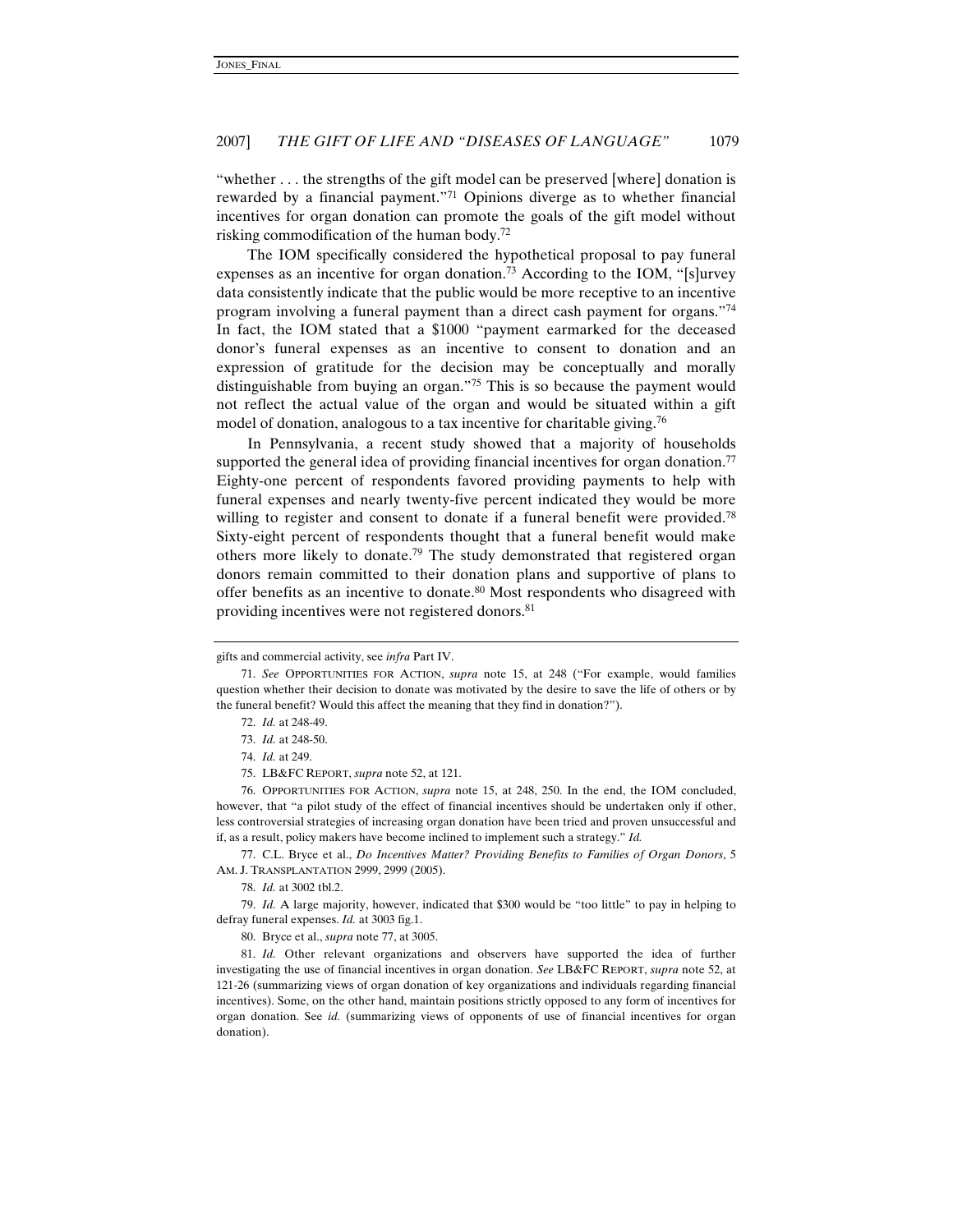"whether . . . the strengths of the gift model can be preserved [where] donation is rewarded by a financial payment."[71] Opinions diverge as to whether financial incentives for organ donation can promote the goals of the gift model without risking commodification of the human body.[72]

The IOM specifically considered the hypothetical proposal to pay funeral expenses as an incentive for organ donation.[73] According to the IOM, "[s]urvey data consistently indicate that the public would be more receptive to an incentive program involving a funeral payment than a direct cash payment for organs."[74] In fact, the IOM stated that a $1000 "payment earmarked for the deceased donor's funeral expenses as an incentive to consent to donation and an expression of gratitude for the decision may be conceptually and morally distinguishable from buying an organ."[75] This is so because the payment would not reflect the actual value of the organ and would be situated within a gift model of donation, analogous to a tax incentive for charitable giving.[76]

In Pennsylvania, a recent study showed that a majority of households supported the general idea of providing financial incentives for organ donation.[77] Eighty-one percent of respondents favored providing payments to help with funeral expenses and nearly twenty-five percent indicated they would be more willing to register and consent to donate if a funeral benefit were provided.[78] Sixty-eight percent of respondents thought that a funeral benefit would make others more likely to donate.[79] The study demonstrated that registered organ donors remain committed to their donation plans and supportive of plans to offer benefits as an incentive to donate.[80] Most respondents who disagreed with providing incentives were not registered donors.[81]

---

gifts and commercial activity, see *infra* Part IV.

71. *See* OPPORTUNITIES FOR ACTION, *supra* note 15, at 248 ("For example, would families question whether their decision to donate was motivated by the desire to save the life of others or by the funeral benefit? Would this affect the meaning that they find in donation?").

72. *Id.* at 248-49.

73. *Id.* at 248-50.

74. *Id.* at 249.

75. LB&FC REPORT, *supra* note 52, at 121.

76. OPPORTUNITIES FOR ACTION, *supra* note 15, at 248, 250. In the end, the IOM concluded, however, that "a pilot study of the effect of financial incentives should be undertaken only if other, less controversial strategies of increasing organ donation have been tried and proven unsuccessful and if, as a result, policy makers have become inclined to implement such a strategy." *Id.*

77. C.L. Bryce et al., *Do Incentives Matter? Providing Benefits to Families of Organ Donors*, 5 AM. J. TRANSPLANTATION 2999, 2999 (2005).

78. *Id.* at 3002 tbl.2.

79. *Id.* A large majority, however, indicated that $300 would be "too little" to pay in helping to defray funeral expenses. *Id.* at 3003 fig.1.

80. Bryce et al., *supra* note 77, at 3005.

81. *Id.* Other relevant organizations and observers have supported the idea of further investigating the use of financial incentives in organ donation. *See* LB&FC REPORT, *supra* note 52, at 121-26 (summarizing views of organ donation of key organizations and individuals regarding financial incentives). Some, on the other hand, maintain positions strictly opposed to any form of incentives for organ donation. See *id.* (summarizing views of opponents of use of financial incentives for organ donation).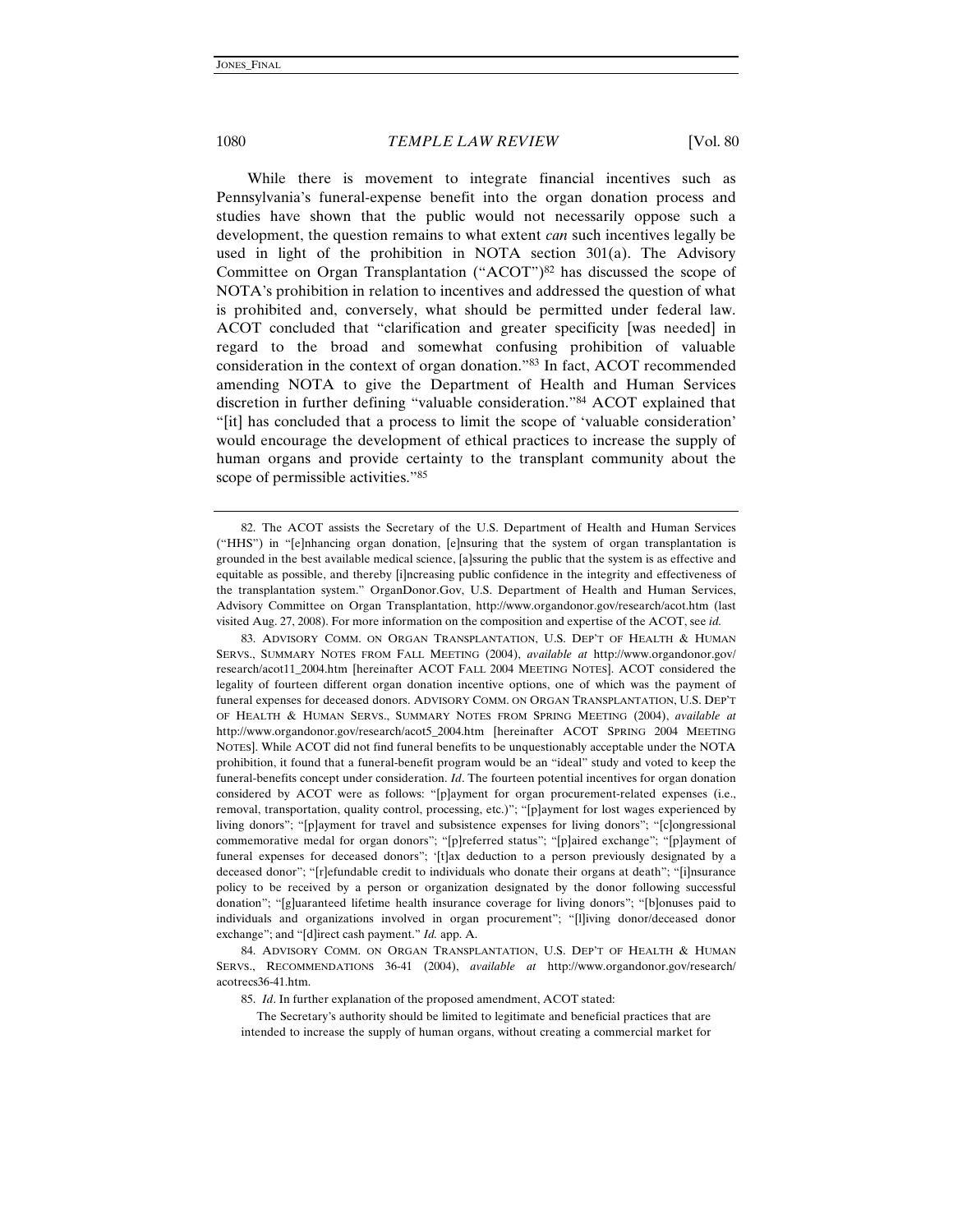While there is movement to integrate financial incentives such as Pennsylvania's funeral-expense benefit into the organ donation process and studies have shown that the public would not necessarily oppose such a development, the question remains to what extent *can* such incentives legally be used in light of the prohibition in NOTA section 301(a). The Advisory Committee on Organ Transplantation ("ACOT")[82] has discussed the scope of NOTA's prohibition in relation to incentives and addressed the question of what is prohibited and, conversely, what should be permitted under federal law. ACOT concluded that "clarification and greater specificity [was needed] in regard to the broad and somewhat confusing prohibition of valuable consideration in the context of organ donation."[83] In fact, ACOT recommended amending NOTA to give the Department of Health and Human Services discretion in further defining "valuable consideration."[84] ACOT explained that "[it] has concluded that a process to limit the scope of 'valuable consideration' would encourage the development of ethical practices to increase the supply of human organs and provide certainty to the transplant community about the scope of permissible activities."[85]

---

82. The ACOT assists the Secretary of the U.S. Department of Health and Human Services ("HHS") in "[e]nhancing organ donation, [e]nsuring that the system of organ transplantation is grounded in the best available medical science, [a]ssuring the public that the system is as effective and equitable as possible, and thereby [i]ncreasing public confidence in the integrity and effectiveness of the transplantation system." OrganDonor.Gov, U.S. Department of Health and Human Services, Advisory Committee on Organ Transplantation, http://www.organdonor.gov/research/acot.htm (last visited Aug. 27, 2008). For more information on the composition and expertise of the ACOT, see *id.*

83. ADVISORY COMM. ON ORGAN TRANSPLANTATION, U.S. DEP'T OF HEALTH & HUMAN SERVS., SUMMARY NOTES FROM FALL MEETING (2004), *available at* http://www.organdonor.gov/research/acot11_2004.htm [hereinafter ACOT FALL 2004 MEETING NOTES]. ACOT considered the legality of fourteen different organ donation incentive options, one of which was the payment of funeral expenses for deceased donors. ADVISORY COMM. ON ORGAN TRANSPLANTATION, U.S. DEP'T OF HEALTH & HUMAN SERVS., SUMMARY NOTES FROM SPRING MEETING (2004), *available at* http://www.organdonor.gov/research/acot5_2004.htm [hereinafter ACOT SPRING 2004 MEETING NOTES]. While ACOT did not find funeral benefits to be unquestionably acceptable under the NOTA prohibition, it found that a funeral-benefit program would be an "ideal" study and voted to keep the funeral-benefits concept under consideration. *Id*. The fourteen potential incentives for organ donation considered by ACOT were as follows: "[p]ayment for organ procurement-related expenses (i.e., removal, transportation, quality control, processing, etc.)"; "[p]ayment for lost wages experienced by living donors"; "[p]ayment for travel and subsistence expenses for living donors"; "[c]ongressional commemorative medal for organ donors"; "[p]referred status"; "[p]aired exchange"; "[p]ayment of funeral expenses for deceased donors"; '[t]ax deduction to a person previously designated by a deceased donor"; "[r]efundable credit to individuals who donate their organs at death"; "[i]nsurance policy to be received by a person or organization designated by the donor following successful donation"; "[g]uaranteed lifetime health insurance coverage for living donors"; "[b]onuses paid to individuals and organizations involved in organ procurement"; "[l]iving donor/deceased donor exchange"; and "[d]irect cash payment." *Id.* app. A.

84. ADVISORY COMM. ON ORGAN TRANSPLANTATION, U.S. DEP'T OF HEALTH & HUMAN SERVS., RECOMMENDATIONS 36-41 (2004), *available at* http://www.organdonor.gov/research/acotrecs36-41.htm.

85. *Id*. In further explanation of the proposed amendment, ACOT stated:

> The Secretary's authority should be limited to legitimate and beneficial practices that are intended to increase the supply of human organs, without creating a commercial market for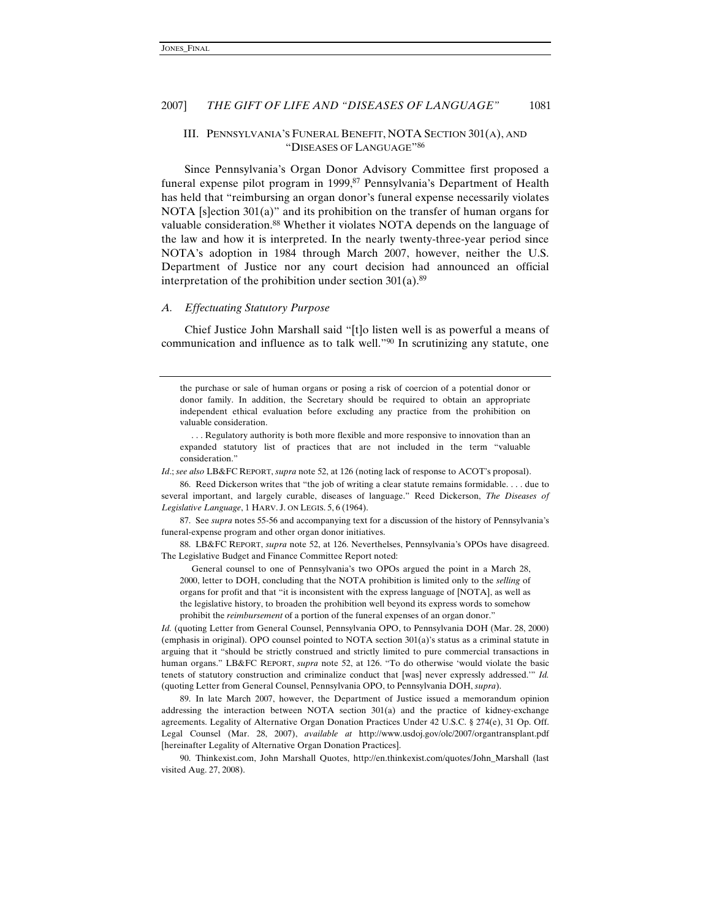## III. PENNSYLVANIA'S FUNERAL BENEFIT, NOTA SECTION 301(A), AND "DISEASES OF LANGUAGE"[86]

Since Pennsylvania's Organ Donor Advisory Committee first proposed a funeral expense pilot program in 1999,[87] Pennsylvania's Department of Health has held that "reimbursing an organ donor's funeral expense necessarily violates NOTA [s]ection 301(a)" and its prohibition on the transfer of human organs for valuable consideration.[88] Whether it violates NOTA depends on the language of the law and how it is interpreted. In the nearly twenty-three-year period since NOTA's adoption in 1984 through March 2007, however, neither the U.S. Department of Justice nor any court decision had announced an official interpretation of the prohibition under section 301(a).[89]

### A. Effectuating Statutory Purpose

Chief Justice John Marshall said "[t]o listen well is as powerful a means of communication and influence as to talk well."[90] In scrutinizing any statute, one

---

> the purchase or sale of human organs or posing a risk of coercion of a potential donor or donor family. In addition, the Secretary should be required to obtain an appropriate independent ethical evaluation before excluding any practice from the prohibition on valuable consideration.
>
> . . . Regulatory authority is both more flexible and more responsive to innovation than an expanded statutory list of practices that are not included in the term "valuable consideration."

*Id*.; *see also* LB&FC REPORT, *supra* note 52, at 126 (noting lack of response to ACOT's proposal).

86. Reed Dickerson writes that "the job of writing a clear statute remains formidable. . . . due to several important, and largely curable, diseases of language." Reed Dickerson, *The Diseases of Legislative Language*, 1 HARV. J. ON LEGIS. 5, 6 (1964).

87. See *supra* notes 55-56 and accompanying text for a discussion of the history of Pennsylvania's funeral-expense program and other organ donor initiatives.

88. LB&FC REPORT, *supra* note 52, at 126. Nevertheless, Pennsylvania's OPOs have disagreed. The Legislative Budget and Finance Committee Report noted:

> General counsel to one of Pennsylvania's two OPOs argued the point in a March 28, 2000, letter to DOH, concluding that the NOTA prohibition is limited only to the *selling* of organs for profit and that "it is inconsistent with the express language of [NOTA], as well as the legislative history, to broaden the prohibition well beyond its express words to somehow prohibit the *reimbursement* of a portion of the funeral expenses of an organ donor."

*Id.* (quoting Letter from General Counsel, Pennsylvania OPO, to Pennsylvania DOH (Mar. 28, 2000) (emphasis in original). OPO counsel pointed to NOTA section 301(a)'s status as a criminal statute in arguing that it "should be strictly construed and strictly limited to pure commercial transactions in human organs." LB&FC REPORT, *supra* note 52, at 126. "To do otherwise 'would violate the basic tenets of statutory construction and criminalize conduct that [was] never expressly addressed.'" *Id.* (quoting Letter from General Counsel, Pennsylvania OPO, to Pennsylvania DOH, *supra*).

89. In late March 2007, however, the Department of Justice issued a memorandum opinion addressing the interaction between NOTA section 301(a) and the practice of kidney-exchange agreements. Legality of Alternative Organ Donation Practices Under 42 U.S.C. § 274(e), 31 Op. Off. Legal Counsel (Mar. 28, 2007), *available at* http://www.usdoj.gov/olc/2007/organtransplant.pdf [hereinafter Legality of Alternative Organ Donation Practices].

90. Thinkexist.com, John Marshall Quotes, http://en.thinkexist.com/quotes/John_Marshall (last visited Aug. 27, 2008).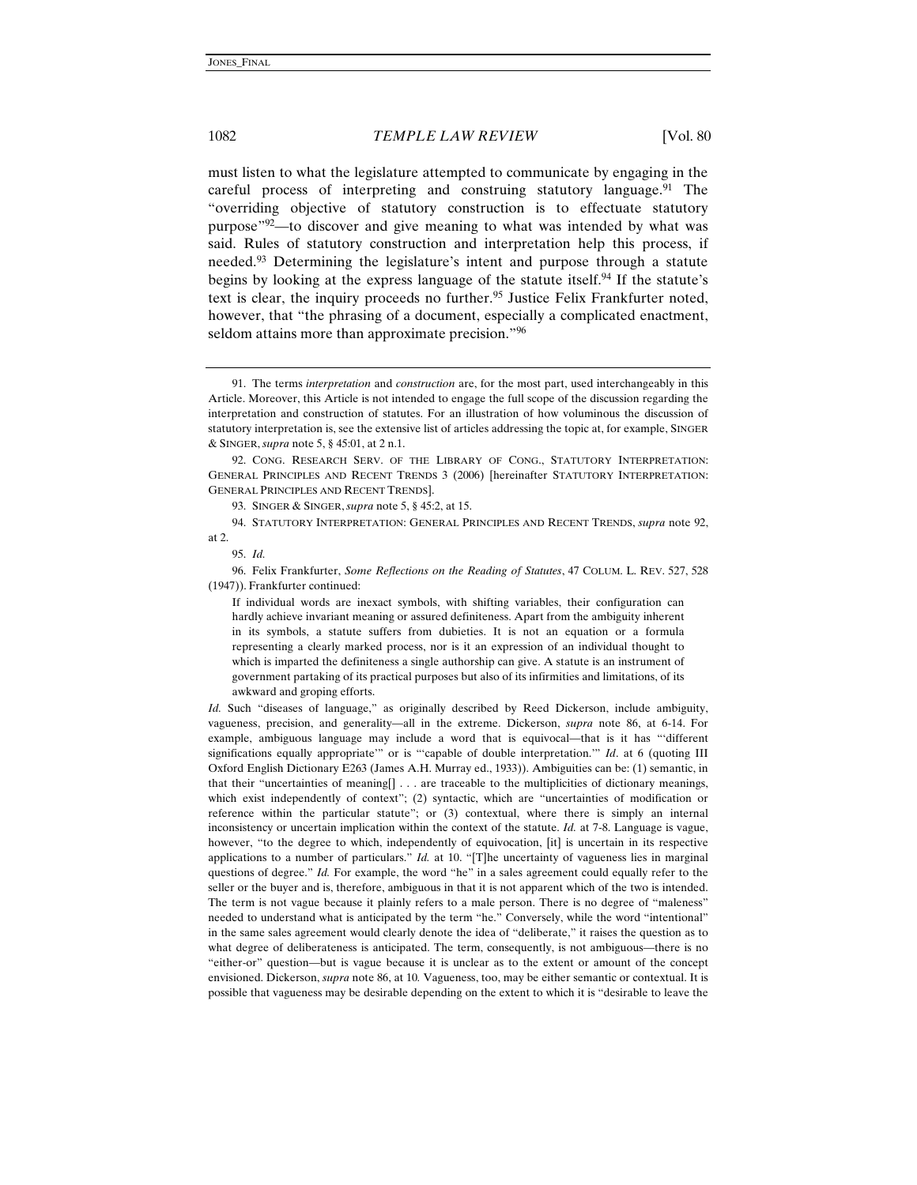must listen to what the legislature attempted to communicate by engaging in the careful process of interpreting and construing statutory language.[91] The "overriding objective of statutory construction is to effectuate statutory purpose"[92]—to discover and give meaning to what was intended by what was said. Rules of statutory construction and interpretation help this process, if needed.[93] Determining the legislature's intent and purpose through a statute begins by looking at the express language of the statute itself.[94] If the statute's text is clear, the inquiry proceeds no further.[95] Justice Felix Frankfurter noted, however, that "the phrasing of a document, especially a complicated enactment, seldom attains more than approximate precision."[96]

---

91. The terms *interpretation* and *construction* are, for the most part, used interchangeably in this Article. Moreover, this Article is not intended to engage the full scope of the discussion regarding the interpretation and construction of statutes. For an illustration of how voluminous the discussion of statutory interpretation is, see the extensive list of articles addressing the topic at, for example, SINGER & SINGER, *supra* note 5, § 45:01, at 2 n.1.

92. CONG. RESEARCH SERV. OF THE LIBRARY OF CONG., STATUTORY INTERPRETATION: GENERAL PRINCIPLES AND RECENT TRENDS 3 (2006) [hereinafter STATUTORY INTERPRETATION: GENERAL PRINCIPLES AND RECENT TRENDS].

93. SINGER & SINGER, *supra* note 5, § 45:2, at 15.

94. STATUTORY INTERPRETATION: GENERAL PRINCIPLES AND RECENT TRENDS, *supra* note 92, at 2.

95. *Id.*

96. Felix Frankfurter, *Some Reflections on the Reading of Statutes*, 47 COLUM. L. REV. 527, 528 (1947)). Frankfurter continued:

> If individual words are inexact symbols, with shifting variables, their configuration can hardly achieve invariant meaning or assured definiteness. Apart from the ambiguity inherent in its symbols, a statute suffers from dubieties. It is not an equation or a formula representing a clearly marked process, nor is it an expression of an individual thought to which is imparted the definiteness a single authorship can give. A statute is an instrument of government partaking of its practical purposes but also of its infirmities and limitations, of its awkward and groping efforts.

*Id.* Such "diseases of language," as originally described by Reed Dickerson, include ambiguity, vagueness, precision, and generality—all in the extreme. Dickerson, *supra* note 86, at 6-14. For example, ambiguous language may include a word that is equivocal—that is it has "'different significations equally appropriate'" or is "'capable of double interpretation.'" *Id*. at 6 (quoting III Oxford English Dictionary E263 (James A.H. Murray ed., 1933)). Ambiguities can be: (1) semantic, in that their "uncertainties of meaning[] . . . are traceable to the multiplicities of dictionary meanings, which exist independently of context"; (2) syntactic, which are "uncertainties of modification or reference within the particular statute"; or (3) contextual, where there is simply an internal inconsistency or uncertain implication within the context of the statute. *Id.* at 7-8. Language is vague, however, "to the degree to which, independently of equivocation, [it] is uncertain in its respective applications to a number of particulars." *Id.* at 10. "[T]he uncertainty of vagueness lies in marginal questions of degree." *Id.* For example, the word "he" in a sales agreement could equally refer to the seller or the buyer and is, therefore, ambiguous in that it is not apparent which of the two is intended. The term is not vague because it plainly refers to a male person. There is no degree of "maleness" needed to understand what is anticipated by the term "he." Conversely, while the word "intentional" in the same sales agreement would clearly denote the idea of "deliberate," it raises the question as to what degree of deliberateness is anticipated. The term, consequently, is not ambiguous—there is no "either-or" question—but is vague because it is unclear as to the extent or amount of the concept envisioned. Dickerson, *supra* note 86, at 10. Vagueness, too, may be either semantic or contextual. It is possible that vagueness may be desirable depending on the extent to which it is "desirable to leave the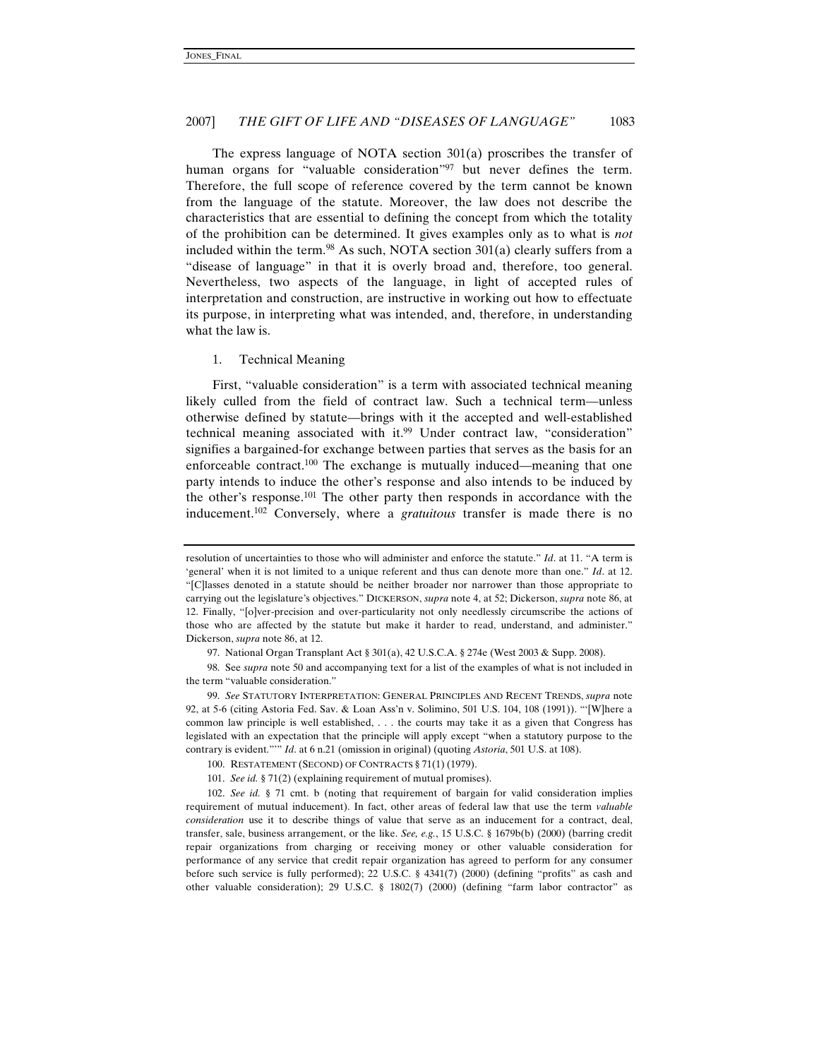The express language of NOTA section 301(a) proscribes the transfer of human organs for "valuable consideration"[97] but never defines the term. Therefore, the full scope of reference covered by the term cannot be known from the language of the statute. Moreover, the law does not describe the characteristics that are essential to defining the concept from which the totality of the prohibition can be determined. It gives examples only as to what is *not* included within the term.[98] As such, NOTA section 301(a) clearly suffers from a "disease of language" in that it is overly broad and, therefore, too general. Nevertheless, two aspects of the language, in light of accepted rules of interpretation and construction, are instructive in working out how to effectuate its purpose, in interpreting what was intended, and, therefore, in understanding what the law is.

### 1. Technical Meaning

First, "valuable consideration" is a term with associated technical meaning likely culled from the field of contract law. Such a technical term—unless otherwise defined by statute—brings with it the accepted and well-established technical meaning associated with it.[99] Under contract law, "consideration" signifies a bargained-for exchange between parties that serves as the basis for an enforceable contract.[100] The exchange is mutually induced—meaning that one party intends to induce the other's response and also intends to be induced by the other's response.[101] The other party then responds in accordance with the inducement.[102] Conversely, where a *gratuitous* transfer is made there is no

---

resolution of uncertainties to those who will administer and enforce the statute." *Id*. at 11. "A term is 'general' when it is not limited to a unique referent and thus can denote more than one." *Id*. at 12. "[C]lasses denoted in a statute should be neither broader nor narrower than those appropriate to carrying out the legislature's objectives." DICKERSON, *supra* note 4, at 52; Dickerson, *supra* note 86, at 12. Finally, "[o]ver-precision and over-particularity not only needlessly circumscribe the actions of those who are affected by the statute but make it harder to read, understand, and administer." Dickerson, *supra* note 86, at 12.

97. National Organ Transplant Act § 301(a), 42 U.S.C.A. § 274e (West 2003 & Supp. 2008).

98. See *supra* note 50 and accompanying text for a list of the examples of what is not included in the term "valuable consideration."

99. *See* STATUTORY INTERPRETATION: GENERAL PRINCIPLES AND RECENT TRENDS, *supra* note 92, at 5-6 (citing Astoria Fed. Sav. & Loan Ass'n v. Solimino, 501 U.S. 104, 108 (1991)). "'[W]here a common law principle is well established, . . . the courts may take it as a given that Congress has legislated with an expectation that the principle will apply except "when a statutory purpose to the contrary is evident."'" *Id*. at 6 n.21 (omission in original) (quoting *Astoria*, 501 U.S. at 108).

100. RESTATEMENT (SECOND) OF CONTRACTS § 71(1) (1979).

101. *See id.* § 71(2) (explaining requirement of mutual promises).

102. *See id.* § 71 cmt. b (noting that requirement of bargain for valid consideration implies requirement of mutual inducement). In fact, other areas of federal law that use the term *valuable consideration* use it to describe things of value that serve as an inducement for a contract, deal, transfer, sale, business arrangement, or the like. *See, e.g.*, 15 U.S.C. § 1679b(b) (2000) (barring credit repair organizations from charging or receiving money or other valuable consideration for performance of any service that credit repair organization has agreed to perform for any consumer before such service is fully performed); 22 U.S.C. § 4341(7) (2000) (defining "profits" as cash and other valuable consideration); 29 U.S.C. § 1802(7) (2000) (defining "farm labor contractor" as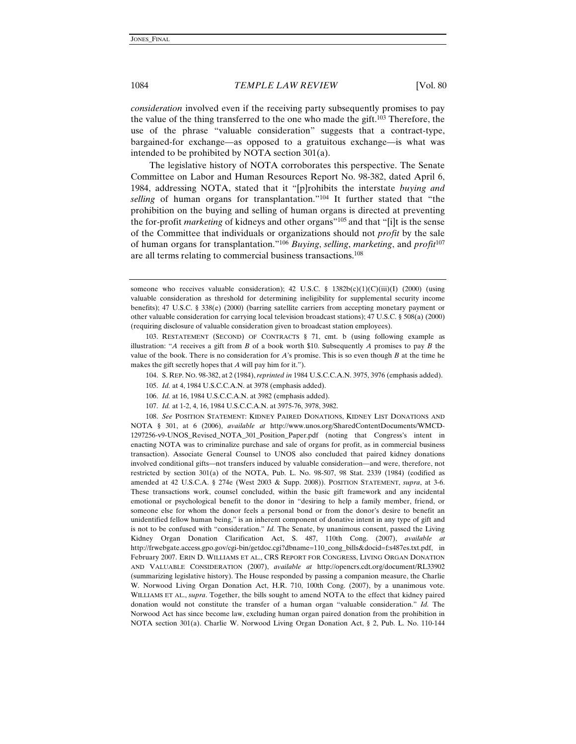*consideration* involved even if the receiving party subsequently promises to pay the value of the thing transferred to the one who made the gift.[103] Therefore, the use of the phrase "valuable consideration" suggests that a contract-type, bargained-for exchange—as opposed to a gratuitous exchange—is what was intended to be prohibited by NOTA section 301(a).

The legislative history of NOTA corroborates this perspective. The Senate Committee on Labor and Human Resources Report No. 98-382, dated April 6, 1984, addressing NOTA, stated that it "[p]rohibits the interstate *buying and selling* of human organs for transplantation."[104] It further stated that "the prohibition on the buying and selling of human organs is directed at preventing the for-profit *marketing* of kidneys and other organs"[105] and that "[i]t is the sense of the Committee that individuals or organizations should not *profit* by the sale of human organs for transplantation."[106] *Buying*, *selling*, *marketing*, and *profit*[107] are all terms relating to commercial business transactions.[108]

---

someone who receives valuable consideration); 42 U.S.C. § 1382b(c)(1)(C)(iii)(I) (2000) (using valuable consideration as threshold for determining ineligibility for supplemental security income benefits); 47 U.S.C. § 338(e) (2000) (barring satellite carriers from accepting monetary payment or other valuable consideration for carrying local television broadcast stations); 47 U.S.C. § 508(a) (2000) (requiring disclosure of valuable consideration given to broadcast station employees).

103. RESTATEMENT (SECOND) OF CONTRACTS § 71, cmt. b (using following example as illustration: "*A* receives a gift from *B* of a book worth $10. Subsequently *A* promises to pay *B* the value of the book. There is no consideration for *A*'s promise. This is so even though *B* at the time he makes the gift secretly hopes that *A* will pay him for it.").

104. S. REP. NO. 98-382, at 2 (1984), *reprinted in* 1984 U.S.C.C.A.N. 3975, 3976 (emphasis added).

105. *Id.* at 4, 1984 U.S.C.C.A.N. at 3978 (emphasis added).

106. *Id.* at 16, 1984 U.S.C.C.A.N. at 3982 (emphasis added).

107. *Id.* at 1-2, 4, 16, 1984 U.S.C.C.A.N. at 3975-76, 3978, 3982.

108. *See* POSITION STATEMENT: KIDNEY PAIRED DONATIONS, KIDNEY LIST DONATIONS AND NOTA § 301, at 6 (2006), *available at* http://www.unos.org/SharedContentDocuments/WMCD-1297256-v9-UNOS_Revised_NOTA_301_Position_Paper.pdf (noting that Congress's intent in enacting NOTA was to criminalize purchase and sale of organs for profit, as in commercial business transaction). Associate General Counsel to UNOS also concluded that paired kidney donations involved conditional gifts—not transfers induced by valuable consideration—and were, therefore, not restricted by section 301(a) of the NOTA, Pub. L. No. 98-507, 98 Stat. 2339 (1984) (codified as amended at 42 U.S.C.A. § 274e (West 2003 & Supp. 2008)). POSITION STATEMENT, *supra*, at 3-6. These transactions work, counsel concluded, within the basic gift framework and any incidental emotional or psychological benefit to the donor in "desiring to help a family member, friend, or someone else for whom the donor feels a personal bond or from the donor's desire to benefit an unidentified fellow human being," is an inherent component of donative intent in any type of gift and is not to be confused with "consideration." *Id.* The Senate, by unanimous consent, passed the Living Kidney Organ Donation Clarification Act, S. 487, 110th Cong. (2007), *available at* http://frwebgate.access.gpo.gov/cgi-bin/getdoc.cgi?dbname=110_cong_bills&docid=f:s487es.txt.pdf, in February 2007. ERIN D. WILLIAMS ET AL., CRS REPORT FOR CONGRESS, LIVING ORGAN DONATION AND VALUABLE CONSIDERATION (2007), *available at* http://opencrs.cdt.org/document/RL33902 (summarizing legislative history). The House responded by passing a companion measure, the Charlie W. Norwood Living Organ Donation Act, H.R. 710, 100th Cong. (2007), by a unanimous vote. WILLIAMS ET AL., *supra*. Together, the bills sought to amend NOTA to the effect that kidney paired donation would not constitute the transfer of a human organ "valuable consideration." *Id.* The Norwood Act has since become law, excluding human organ paired donation from the prohibition in NOTA section 301(a). Charlie W. Norwood Living Organ Donation Act, § 2, Pub. L. No. 110-144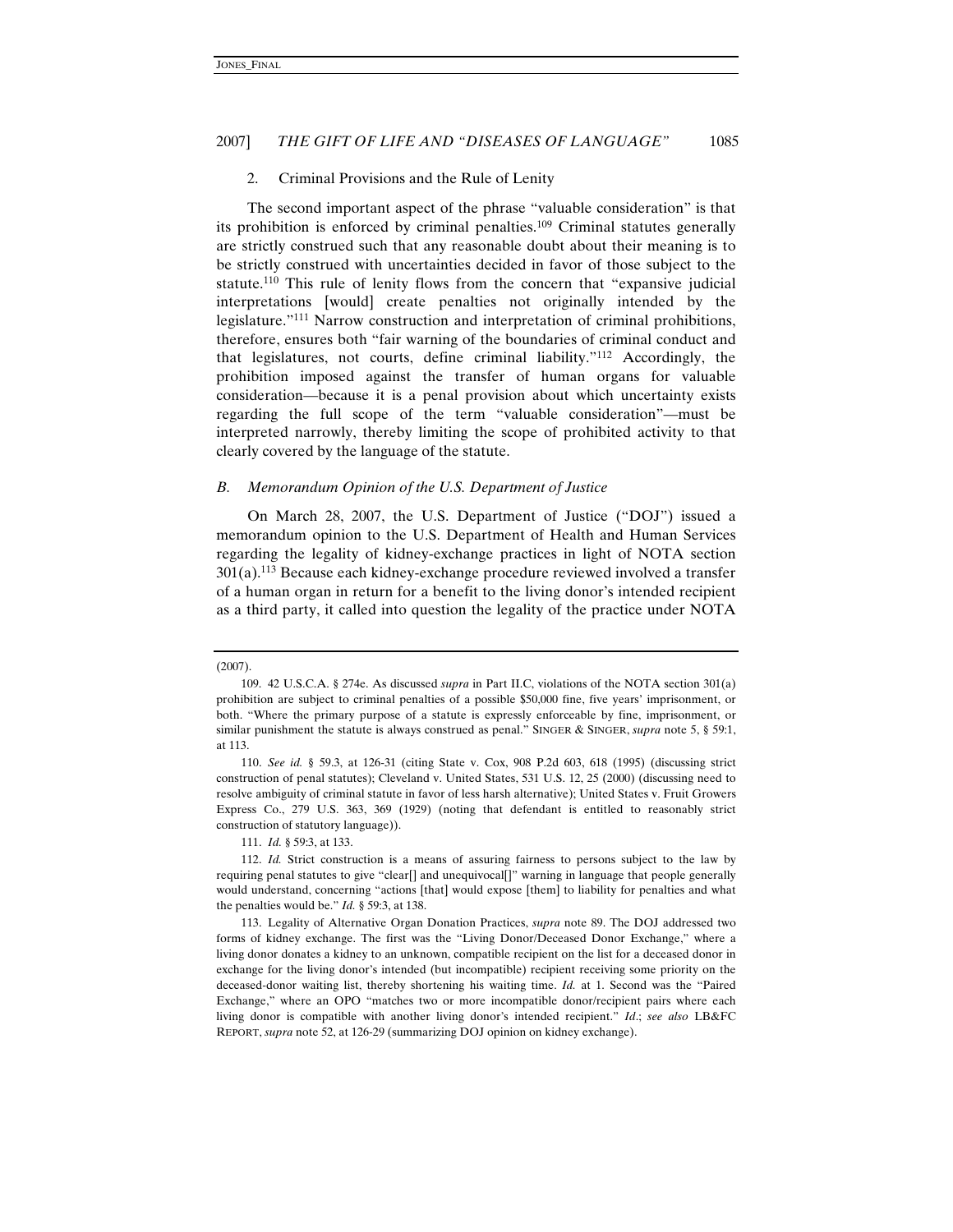### 2. Criminal Provisions and the Rule of Lenity

The second important aspect of the phrase "valuable consideration" is that its prohibition is enforced by criminal penalties.[109] Criminal statutes generally are strictly construed such that any reasonable doubt about their meaning is to be strictly construed with uncertainties decided in favor of those subject to the statute.[110] This rule of lenity flows from the concern that "expansive judicial interpretations [would] create penalties not originally intended by the legislature."[111] Narrow construction and interpretation of criminal prohibitions, therefore, ensures both "fair warning of the boundaries of criminal conduct and that legislatures, not courts, define criminal liability."[112] Accordingly, the prohibition imposed against the transfer of human organs for valuable consideration—because it is a penal provision about which uncertainty exists regarding the full scope of the term "valuable consideration"—must be interpreted narrowly, thereby limiting the scope of prohibited activity to that clearly covered by the language of the statute.

## *B. Memorandum Opinion of the U.S. Department of Justice*

On March 28, 2007, the U.S. Department of Justice ("DOJ") issued a memorandum opinion to the U.S. Department of Health and Human Services regarding the legality of kidney-exchange practices in light of NOTA section 301(a).[113] Because each kidney-exchange procedure reviewed involved a transfer of a human organ in return for a benefit to the living donor's intended recipient as a third party, it called into question the legality of the practice under NOTA

---

(2007).

109. 42 U.S.C.A. § 274e. As discussed *supra* in Part II.C, violations of the NOTA section 301(a) prohibition are subject to criminal penalties of a possible $50,000 fine, five years' imprisonment, or both. "Where the primary purpose of a statute is expressly enforceable by fine, imprisonment, or similar punishment the statute is always construed as penal." SINGER & SINGER, *supra* note 5, § 59:1, at 113.

110. *See id.* § 59.3, at 126-31 (citing State v. Cox, 908 P.2d 603, 618 (1995) (discussing strict construction of penal statutes); Cleveland v. United States, 531 U.S. 12, 25 (2000) (discussing need to resolve ambiguity of criminal statute in favor of less harsh alternative); United States v. Fruit Growers Express Co., 279 U.S. 363, 369 (1929) (noting that defendant is entitled to reasonably strict construction of statutory language)).

111. *Id.* § 59:3, at 133.

112. *Id.* Strict construction is a means of assuring fairness to persons subject to the law by requiring penal statutes to give "clear[] and unequivocal[]" warning in language that people generally would understand, concerning "actions [that] would expose [them] to liability for penalties and what the penalties would be." *Id.* § 59:3, at 138.

113. Legality of Alternative Organ Donation Practices, *supra* note 89. The DOJ addressed two forms of kidney exchange. The first was the "Living Donor/Deceased Donor Exchange," where a living donor donates a kidney to an unknown, compatible recipient on the list for a deceased donor in exchange for the living donor's intended (but incompatible) recipient receiving some priority on the deceased-donor waiting list, thereby shortening his waiting time. *Id.* at 1. Second was the "Paired Exchange," where an OPO "matches two or more incompatible donor/recipient pairs where each living donor is compatible with another living donor's intended recipient." *Id.*; *see also* LB&FC REPORT, *supra* note 52, at 126-29 (summarizing DOJ opinion on kidney exchange).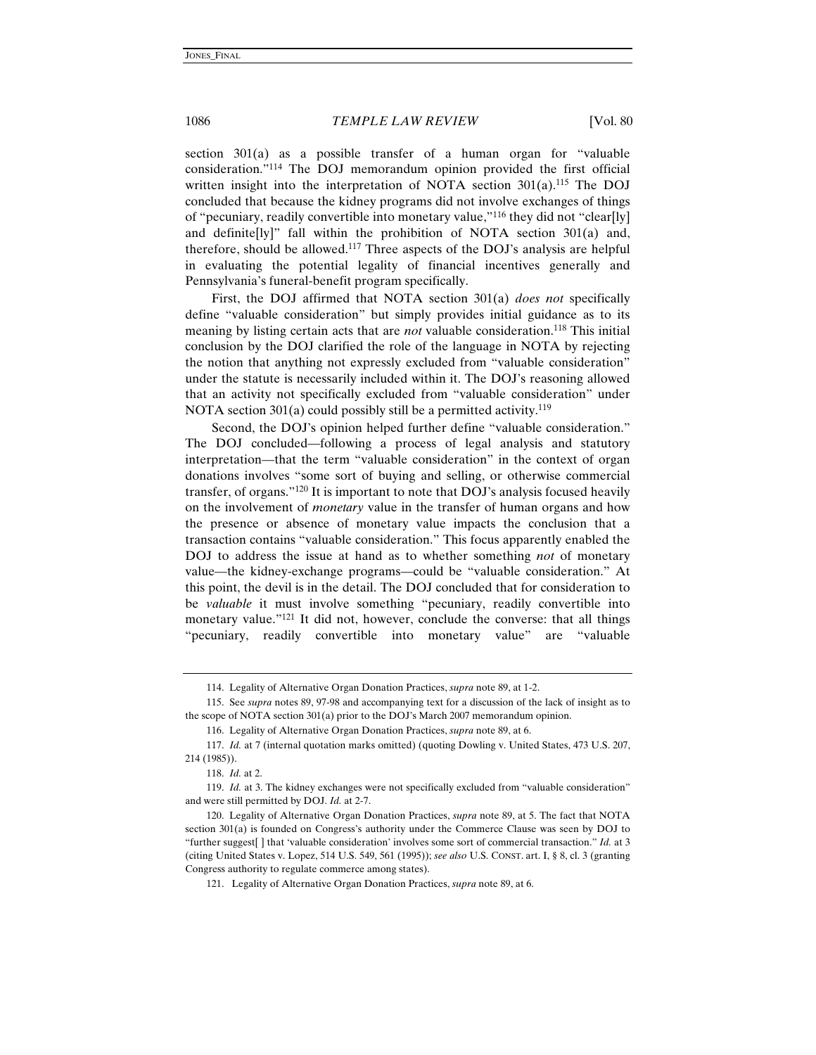section 301(a) as a possible transfer of a human organ for "valuable consideration."[114] The DOJ memorandum opinion provided the first official written insight into the interpretation of NOTA section 301(a).[115] The DOJ concluded that because the kidney programs did not involve exchanges of things of "pecuniary, readily convertible into monetary value,"[116] they did not "clear[ly] and definite[ly]" fall within the prohibition of NOTA section 301(a) and, therefore, should be allowed.[117] Three aspects of the DOJ's analysis are helpful in evaluating the potential legality of financial incentives generally and Pennsylvania's funeral-benefit program specifically.

First, the DOJ affirmed that NOTA section 301(a) *does not* specifically define "valuable consideration" but simply provides initial guidance as to its meaning by listing certain acts that are *not* valuable consideration.[118] This initial conclusion by the DOJ clarified the role of the language in NOTA by rejecting the notion that anything not expressly excluded from "valuable consideration" under the statute is necessarily included within it. The DOJ's reasoning allowed that an activity not specifically excluded from "valuable consideration" under NOTA section 301(a) could possibly still be a permitted activity.[119]

Second, the DOJ's opinion helped further define "valuable consideration." The DOJ concluded—following a process of legal analysis and statutory interpretation—that the term "valuable consideration" in the context of organ donations involves "some sort of buying and selling, or otherwise commercial transfer, of organs."[120] It is important to note that DOJ's analysis focused heavily on the involvement of *monetary* value in the transfer of human organs and how the presence or absence of monetary value impacts the conclusion that a transaction contains "valuable consideration." This focus apparently enabled the DOJ to address the issue at hand as to whether something *not* of monetary value—the kidney-exchange programs—could be "valuable consideration." At this point, the devil is in the detail. The DOJ concluded that for consideration to be *valuable* it must involve something "pecuniary, readily convertible into monetary value."[121] It did not, however, conclude the converse: that all things "pecuniary, readily convertible into monetary value" are "valuable

---

114. Legality of Alternative Organ Donation Practices, *supra* note 89, at 1-2.

115. See *supra* notes 89, 97-98 and accompanying text for a discussion of the lack of insight as to the scope of NOTA section 301(a) prior to the DOJ's March 2007 memorandum opinion.

116. Legality of Alternative Organ Donation Practices, *supra* note 89, at 6.

117. *Id.* at 7 (internal quotation marks omitted) (quoting Dowling v. United States, 473 U.S. 207, 214 (1985)).

118. *Id.* at 2.

119. *Id.* at 3. The kidney exchanges were not specifically excluded from "valuable consideration" and were still permitted by DOJ. *Id.* at 2-7.

120. Legality of Alternative Organ Donation Practices, *supra* note 89, at 5. The fact that NOTA section 301(a) is founded on Congress's authority under the Commerce Clause was seen by DOJ to "further suggest[ ] that 'valuable consideration' involves some sort of commercial transaction." *Id.* at 3 (citing United States v. Lopez, 514 U.S. 549, 561 (1995)); *see also* U.S. CONST. art. I, § 8, cl. 3 (granting Congress authority to regulate commerce among states).

121. Legality of Alternative Organ Donation Practices, *supra* note 89, at 6.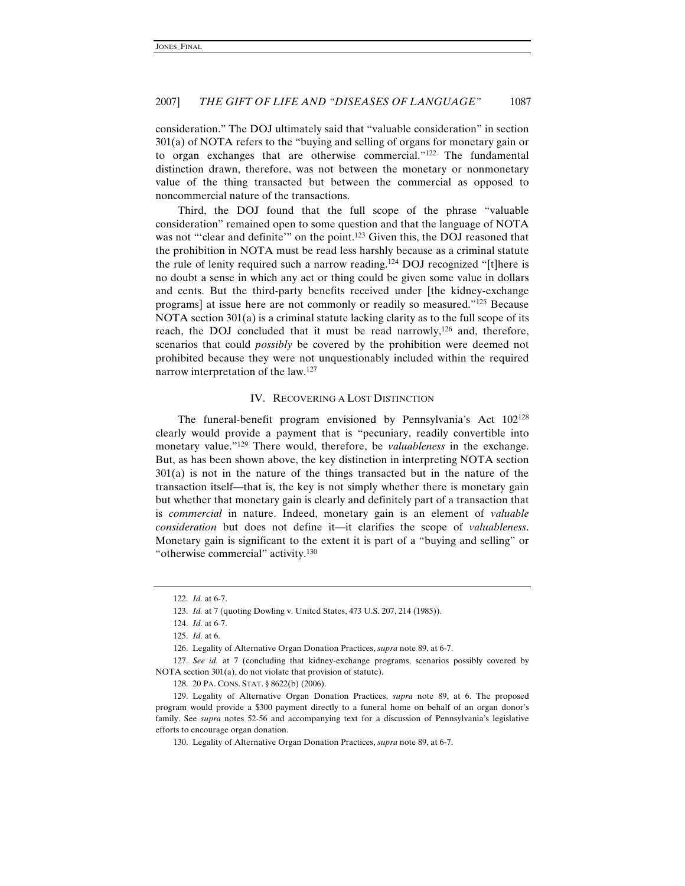consideration." The DOJ ultimately said that "valuable consideration" in section 301(a) of NOTA refers to the "buying and selling of organs for monetary gain or to organ exchanges that are otherwise commercial."[122] The fundamental distinction drawn, therefore, was not between the monetary or nonmonetary value of the thing transacted but between the commercial as opposed to noncommercial nature of the transactions.

Third, the DOJ found that the full scope of the phrase "valuable consideration" remained open to some question and that the language of NOTA was not "'clear and definite'" on the point.[123] Given this, the DOJ reasoned that the prohibition in NOTA must be read less harshly because as a criminal statute the rule of lenity required such a narrow reading.[124] DOJ recognized "[t]here is no doubt a sense in which any act or thing could be given some value in dollars and cents. But the third-party benefits received under [the kidney-exchange programs] at issue here are not commonly or readily so measured."[125] Because NOTA section 301(a) is a criminal statute lacking clarity as to the full scope of its reach, the DOJ concluded that it must be read narrowly,[126] and, therefore, scenarios that could *possibly* be covered by the prohibition were deemed not prohibited because they were not unquestionably included within the required narrow interpretation of the law.[127]

## IV. RECOVERING A LOST DISTINCTION

The funeral-benefit program envisioned by Pennsylvania's Act 102[128] clearly would provide a payment that is "pecuniary, readily convertible into monetary value."[129] There would, therefore, be *valuableness* in the exchange. But, as has been shown above, the key distinction in interpreting NOTA section 301(a) is not in the nature of the things transacted but in the nature of the transaction itself—that is, the key is not simply whether there is monetary gain but whether that monetary gain is clearly and definitely part of a transaction that is *commercial* in nature. Indeed, monetary gain is an element of *valuable consideration* but does not define it—it clarifies the scope of *valuableness*. Monetary gain is significant to the extent it is part of a "buying and selling" or "otherwise commercial" activity.[130]

---

122. *Id.* at 6-7.

123. *Id.* at 7 (quoting Dowling v. United States, 473 U.S. 207, 214 (1985)).

124. *Id.* at 6-7.

125. *Id.* at 6.

126. Legality of Alternative Organ Donation Practices, *supra* note 89, at 6-7.

127. *See id.* at 7 (concluding that kidney-exchange programs, scenarios possibly covered by NOTA section 301(a), do not violate that provision of statute).

128. 20 PA. CONS. STAT. § 8622(b) (2006).

129. Legality of Alternative Organ Donation Practices, *supra* note 89, at 6. The proposed program would provide a $300 payment directly to a funeral home on behalf of an organ donor's family. See *supra* notes 52-56 and accompanying text for a discussion of Pennsylvania's legislative efforts to encourage organ donation.

130. Legality of Alternative Organ Donation Practices, *supra* note 89, at 6-7.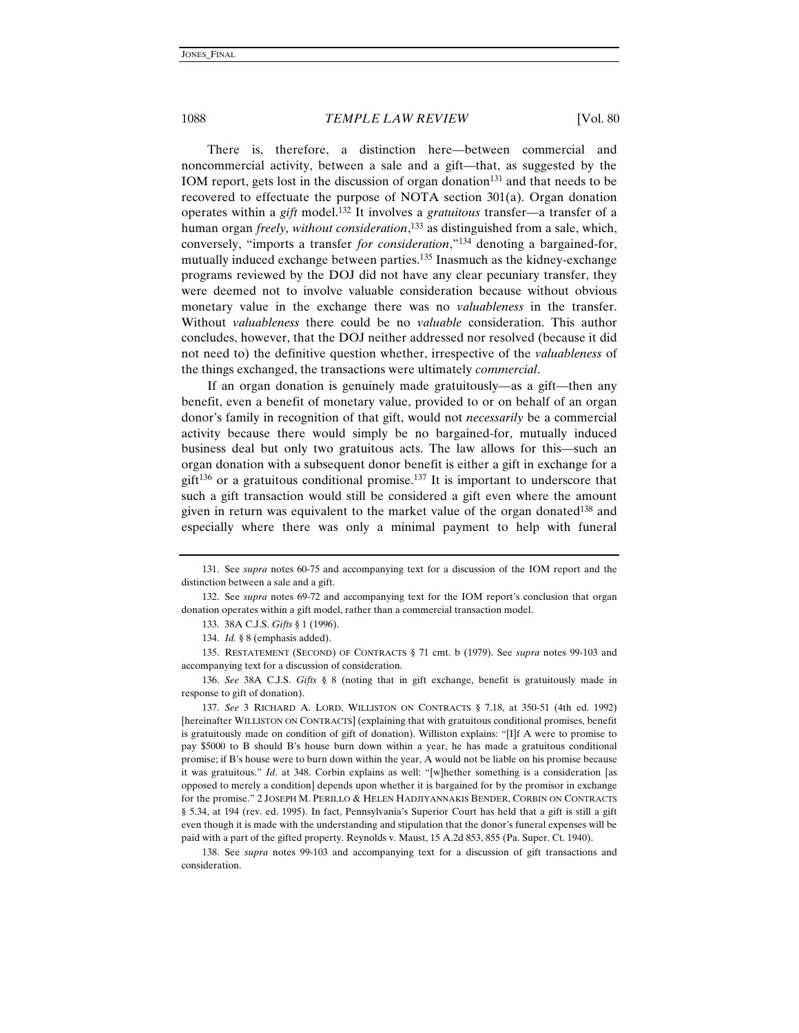There is, therefore, a distinction here—between commercial and noncommercial activity, between a sale and a gift—that, as suggested by the IOM report, gets lost in the discussion of organ donation[131] and that needs to be recovered to effectuate the purpose of NOTA section 301(a). Organ donation operates within a *gift* model.[132] It involves a *gratuitous* transfer—a transfer of a human organ *freely, without consideration*,[133] as distinguished from a sale, which, conversely, "imports a transfer *for consideration*,"[134] denoting a bargained-for, mutually induced exchange between parties.[135] Inasmuch as the kidney-exchange programs reviewed by the DOJ did not have any clear pecuniary transfer, they were deemed not to involve valuable consideration because without obvious monetary value in the exchange there was no *valuableness* in the transfer. Without *valuableness* there could be no *valuable* consideration. This author concludes, however, that the DOJ neither addressed nor resolved (because it did not need to) the definitive question whether, irrespective of the *valuableness* of the things exchanged, the transactions were ultimately *commercial*.

If an organ donation is genuinely made gratuitously—as a gift—then any benefit, even a benefit of monetary value, provided to or on behalf of an organ donor's family in recognition of that gift, would not *necessarily* be a commercial activity because there would simply be no bargained-for, mutually induced business deal but only two gratuitous acts. The law allows for this—such an organ donation with a subsequent donor benefit is either a gift in exchange for a gift[136] or a gratuitous conditional promise.[137] It is important to underscore that such a gift transaction would still be considered a gift even where the amount given in return was equivalent to the market value of the organ donated[138] and especially where there was only a minimal payment to help with funeral

---

131. See *supra* notes 60-75 and accompanying text for a discussion of the IOM report and the distinction between a sale and a gift.

132. See *supra* notes 69-72 and accompanying text for the IOM report's conclusion that organ donation operates within a gift model, rather than a commercial transaction model.

133. 38A C.J.S. *Gifts* § 1 (1996).

134. *Id.* § 8 (emphasis added).

135. RESTATEMENT (SECOND) OF CONTRACTS § 71 cmt. b (1979). See *supra* notes 99-103 and accompanying text for a discussion of consideration.

136. *See* 38A C.J.S. *Gifts* § 8 (noting that in gift exchange, benefit is gratuitously made in response to gift of donation).

137. *See* 3 RICHARD A. LORD, WILLISTON ON CONTRACTS § 7.18, at 350-51 (4th ed. 1992) [hereinafter WILLISTON ON CONTRACTS] (explaining that with gratuitous conditional promises, benefit is gratuitously made on condition of gift of donation). Williston explains: "[I]f A were to promise to pay $5000 to B should B's house burn down within a year, he has made a gratuitous conditional promise; if B's house were to burn down within the year, A would not be liable on his promise because it was gratuitous." *Id*. at 348. Corbin explains as well: "[w]hether something is a consideration [as opposed to merely a condition] depends upon whether it is bargained for by the promisor in exchange for the promise." 2 JOSEPH M. PERILLO & HELEN HADJIYANNAKIS BENDER, CORBIN ON CONTRACTS § 5.34, at 194 (rev. ed. 1995). In fact, Pennsylvania's Superior Court has held that a gift is still a gift even though it is made with the understanding and stipulation that the donor's funeral expenses will be paid with a part of the gifted property. Reynolds v. Maust, 15 A.2d 853, 855 (Pa. Super. Ct. 1940).

138. See *supra* notes 99-103 and accompanying text for a discussion of gift transactions and consideration.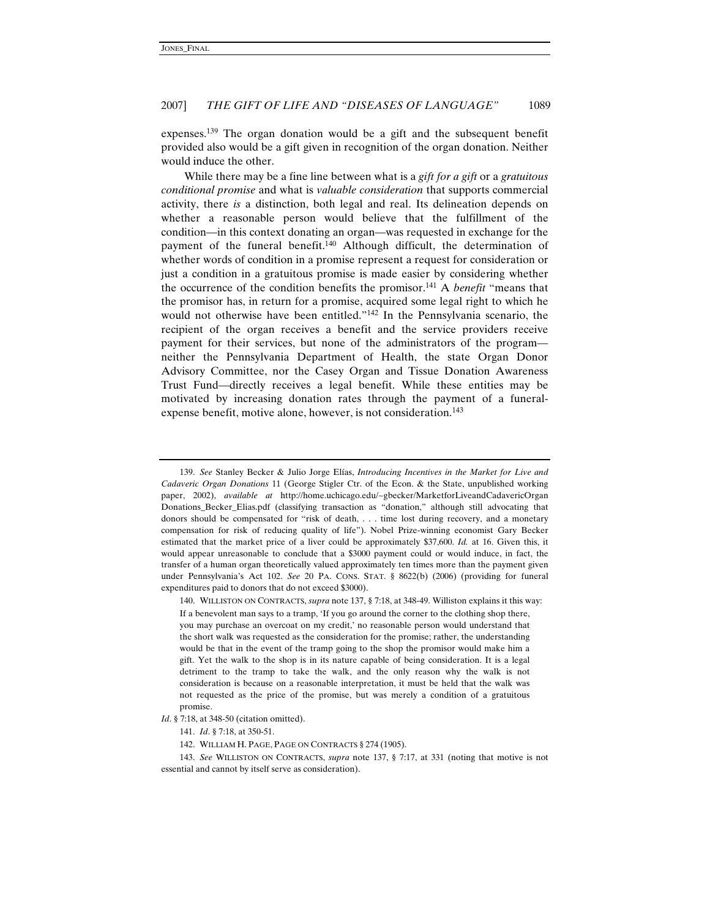expenses.[139] The organ donation would be a gift and the subsequent benefit provided also would be a gift given in recognition of the organ donation. Neither would induce the other.

While there may be a fine line between what is a *gift for a gift* or a *gratuitous conditional promise* and what is *valuable consideration* that supports commercial activity, there *is* a distinction, both legal and real. Its delineation depends on whether a reasonable person would believe that the fulfillment of the condition—in this context donating an organ—was requested in exchange for the payment of the funeral benefit.[140] Although difficult, the determination of whether words of condition in a promise represent a request for consideration or just a condition in a gratuitous promise is made easier by considering whether the occurrence of the condition benefits the promisor.[141] A *benefit* "means that the promisor has, in return for a promise, acquired some legal right to which he would not otherwise have been entitled."[142] In the Pennsylvania scenario, the recipient of the organ receives a benefit and the service providers receive payment for their services, but none of the administrators of the program—neither the Pennsylvania Department of Health, the state Organ Donor Advisory Committee, nor the Casey Organ and Tissue Donation Awareness Trust Fund—directly receives a legal benefit. While these entities may be motivated by increasing donation rates through the payment of a funeral-expense benefit, motive alone, however, is not consideration.[143]

---

139. *See* Stanley Becker & Julio Jorge Elías, *Introducing Incentives in the Market for Live and Cadaveric Organ Donations* 11 (George Stigler Ctr. of the Econ. & the State, unpublished working paper, 2002), *available at* http://home.uchicago.edu/~gbecker/MarketforLiveandCadavericOrganDonations_Becker_Elias.pdf (classifying transaction as "donation," although still advocating that donors should be compensated for "risk of death, . . . time lost during recovery, and a monetary compensation for risk of reducing quality of life"). Nobel Prize-winning economist Gary Becker estimated that the market price of a liver could be approximately $37,600. *Id.* at 16. Given this, it would appear unreasonable to conclude that a $3000 payment could or would induce, in fact, the transfer of a human organ theoretically valued approximately ten times more than the payment given under Pennsylvania's Act 102. *See* 20 PA. CONS. STAT. § 8622(b) (2006) (providing for funeral expenditures paid to donors that do not exceed $3000).

140. WILLISTON ON CONTRACTS, *supra* note 137, § 7:18, at 348-49. Williston explains it this way:

> If a benevolent man says to a tramp, 'If you go around the corner to the clothing shop there, you may purchase an overcoat on my credit,' no reasonable person would understand that the short walk was requested as the consideration for the promise; rather, the understanding would be that in the event of the tramp going to the shop the promisor would make him a gift. Yet the walk to the shop is in its nature capable of being consideration. It is a legal detriment to the tramp to take the walk, and the only reason why the walk is not consideration is because on a reasonable interpretation, it must be held that the walk was not requested as the price of the promise, but was merely a condition of a gratuitous promise.

*Id*. § 7:18, at 348-50 (citation omitted).

141. *Id*. § 7:18, at 350-51.

142. WILLIAM H. PAGE, PAGE ON CONTRACTS § 274 (1905).

143. *See* WILLISTON ON CONTRACTS, *supra* note 137, § 7:17, at 331 (noting that motive is not essential and cannot by itself serve as consideration).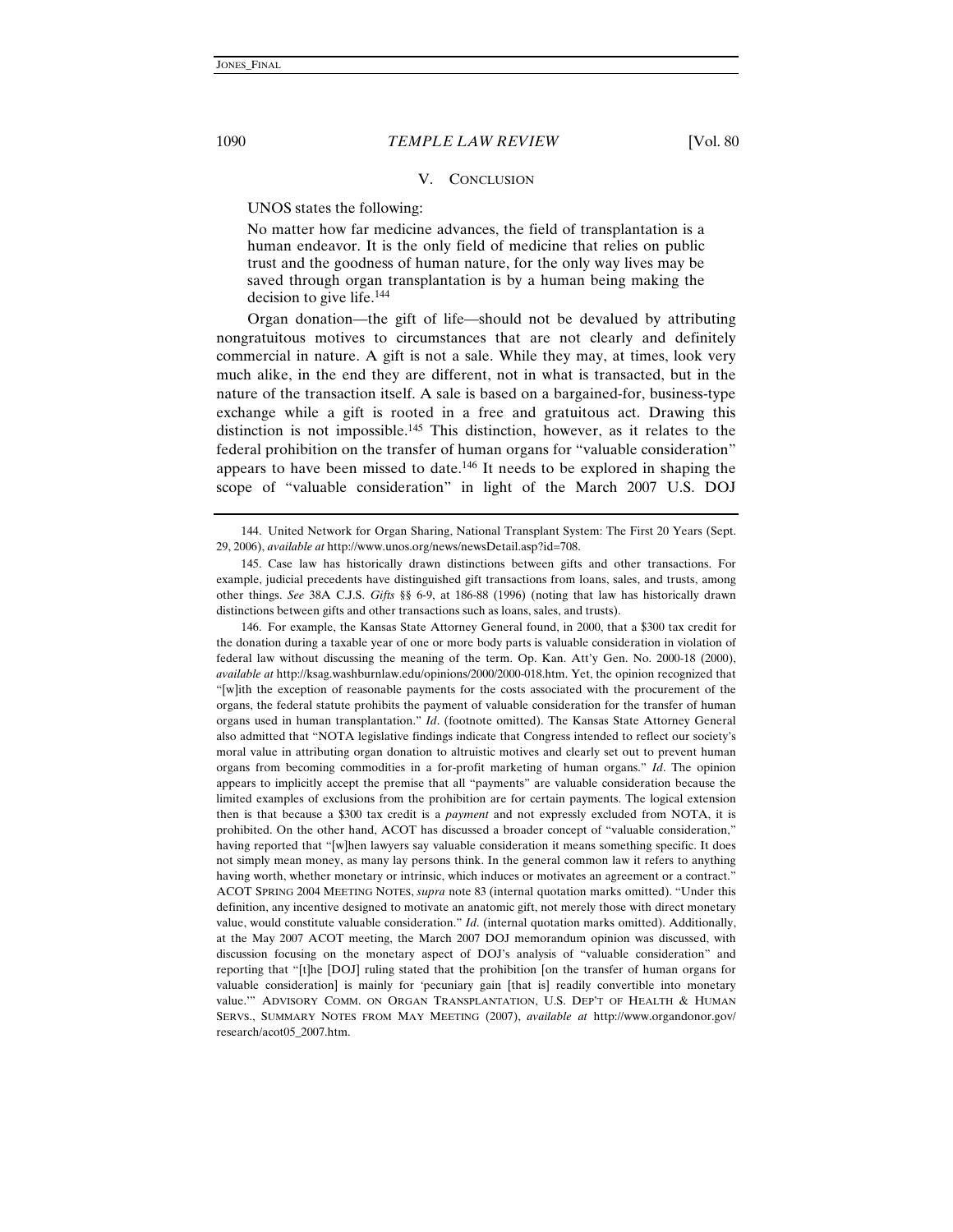## V. CONCLUSION

UNOS states the following:

> No matter how far medicine advances, the field of transplantation is a human endeavor. It is the only field of medicine that relies on public trust and the goodness of human nature, for the only way lives may be saved through organ transplantation is by a human being making the decision to give life.[144]

Organ donation—the gift of life—should not be devalued by attributing nongratuitous motives to circumstances that are not clearly and definitely commercial in nature. A gift is not a sale. While they may, at times, look very much alike, in the end they are different, not in what is transacted, but in the nature of the transaction itself. A sale is based on a bargained-for, business-type exchange while a gift is rooted in a free and gratuitous act. Drawing this distinction is not impossible.[145] This distinction, however, as it relates to the federal prohibition on the transfer of human organs for "valuable consideration" appears to have been missed to date.[146] It needs to be explored in shaping the scope of "valuable consideration" in light of the March 2007 U.S. DOJ

---

144. United Network for Organ Sharing, National Transplant System: The First 20 Years (Sept. 29, 2006), *available at* http://www.unos.org/news/newsDetail.asp?id=708.

145. Case law has historically drawn distinctions between gifts and other transactions. For example, judicial precedents have distinguished gift transactions from loans, sales, and trusts, among other things. *See* 38A C.J.S. *Gifts* §§ 6-9, at 186-88 (1996) (noting that law has historically drawn distinctions between gifts and other transactions such as loans, sales, and trusts).

146. For example, the Kansas State Attorney General found, in 2000, that a $300 tax credit for the donation during a taxable year of one or more body parts is valuable consideration in violation of federal law without discussing the meaning of the term. Op. Kan. Att'y Gen. No. 2000-18 (2000), *available at* http://ksag.washburnlaw.edu/opinions/2000/2000-018.htm. Yet, the opinion recognized that "[w]ith the exception of reasonable payments for the costs associated with the procurement of the organs, the federal statute prohibits the payment of valuable consideration for the transfer of human organs used in human transplantation." *Id*. (footnote omitted). The Kansas State Attorney General also admitted that "NOTA legislative findings indicate that Congress intended to reflect our society's moral value in attributing organ donation to altruistic motives and clearly set out to prevent human organs from becoming commodities in a for-profit marketing of human organs." *Id*. The opinion appears to implicitly accept the premise that all "payments" are valuable consideration because the limited examples of exclusions from the prohibition are for certain payments. The logical extension then is that because a $300 tax credit is a *payment* and not expressly excluded from NOTA, it is prohibited. On the other hand, ACOT has discussed a broader concept of "valuable consideration," having reported that "[w]hen lawyers say valuable consideration it means something specific. It does not simply mean money, as many lay persons think. In the general common law it refers to anything having worth, whether monetary or intrinsic, which induces or motivates an agreement or a contract." ACOT SPRING 2004 MEETING NOTES, *supra* note 83 (internal quotation marks omitted). "Under this definition, any incentive designed to motivate an anatomic gift, not merely those with direct monetary value, would constitute valuable consideration." *Id*. (internal quotation marks omitted). Additionally, at the May 2007 ACOT meeting, the March 2007 DOJ memorandum opinion was discussed, with discussion focusing on the monetary aspect of DOJ's analysis of "valuable consideration" and reporting that "[t]he [DOJ] ruling stated that the prohibition [on the transfer of human organs for valuable consideration] is mainly for 'pecuniary gain [that is] readily convertible into monetary value.'" ADVISORY COMM. ON ORGAN TRANSPLANTATION, U.S. DEP'T OF HEALTH & HUMAN SERVS., SUMMARY NOTES FROM MAY MEETING (2007), *available at* http://www.organdonor.gov/research/acot05_2007.htm.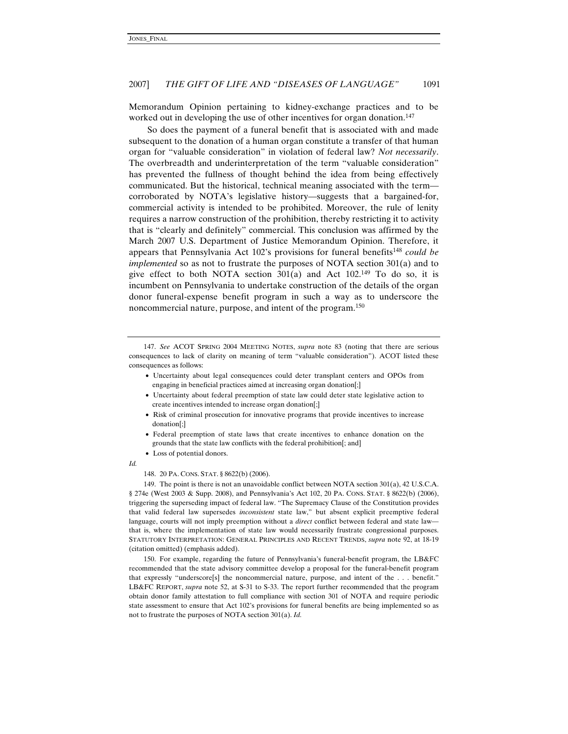Memorandum Opinion pertaining to kidney-exchange practices and to be worked out in developing the use of other incentives for organ donation.[147]

So does the payment of a funeral benefit that is associated with and made subsequent to the donation of a human organ constitute a transfer of that human organ for "valuable consideration" in violation of federal law? *Not necessarily*. The overbreadth and underinterpretation of the term "valuable consideration" has prevented the fullness of thought behind the idea from being effectively communicated. But the historical, technical meaning associated with the term—corroborated by NOTA's legislative history—suggests that a bargained-for, commercial activity is intended to be prohibited. Moreover, the rule of lenity requires a narrow construction of the prohibition, thereby restricting it to activity that is "clearly and definitely" commercial. This conclusion was affirmed by the March 2007 U.S. Department of Justice Memorandum Opinion. Therefore, it appears that Pennsylvania Act 102's provisions for funeral benefits[148] *could be implemented* so as not to frustrate the purposes of NOTA section 301(a) and to give effect to both NOTA section 301(a) and Act 102.[149] To do so, it is incumbent on Pennsylvania to undertake construction of the details of the organ donor funeral-expense benefit program in such a way as to underscore the noncommercial nature, purpose, and intent of the program.[150]

---

147. *See* ACOT SPRING 2004 MEETING NOTES, *supra* note 83 (noting that there are serious consequences to lack of clarity on meaning of term "valuable consideration"). ACOT listed these consequences as follows:

- Uncertainty about legal consequences could deter transplant centers and OPOs from engaging in beneficial practices aimed at increasing organ donation[;]
- Uncertainty about federal preemption of state law could deter state legislative action to create incentives intended to increase organ donation[;]
- Risk of criminal prosecution for innovative programs that provide incentives to increase donation[;]
- Federal preemption of state laws that create incentives to enhance donation on the grounds that the state law conflicts with the federal prohibition[; and]
- Loss of potential donors.

*Id.*

148. 20 PA. CONS. STAT. § 8622(b) (2006).

149. The point is there is not an unavoidable conflict between NOTA section 301(a), 42 U.S.C.A. § 274e (West 2003 & Supp. 2008), and Pennsylvania's Act 102, 20 PA. CONS. STAT. § 8622(b) (2006), triggering the superseding impact of federal law. "The Supremacy Clause of the Constitution provides that valid federal law supersedes *inconsistent* state law," but absent explicit preemptive federal language, courts will not imply preemption without a *direct* conflict between federal and state law—that is, where the implementation of state law would necessarily frustrate congressional purposes. STATUTORY INTERPRETATION: GENERAL PRINCIPLES AND RECENT TRENDS, *supra* note 92, at 18-19 (citation omitted) (emphasis added).

150. For example, regarding the future of Pennsylvania's funeral-benefit program, the LB&FC recommended that the state advisory committee develop a proposal for the funeral-benefit program that expressly "underscore[s] the noncommercial nature, purpose, and intent of the . . . benefit." LB&FC REPORT, *supra* note 52, at S-31 to S-33. The report further recommended that the program obtain donor family attestation to full compliance with section 301 of NOTA and require periodic state assessment to ensure that Act 102's provisions for funeral benefits are being implemented so as not to frustrate the purposes of NOTA section 301(a). *Id.*